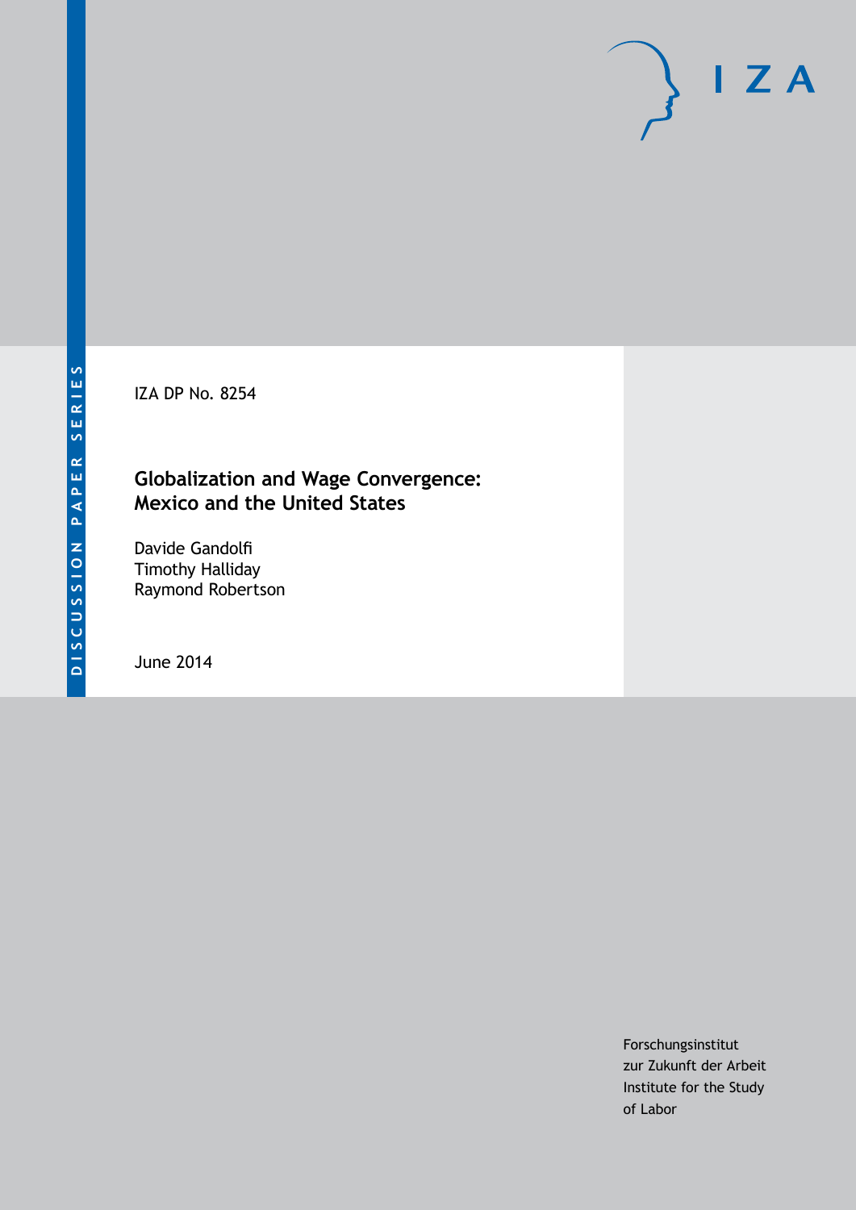DISCUSSION PAPER SERIES

IZA

IZA DP No. 8254

# Globalization and Wage Convergence: Mexico and the United States

Davide Gandolfi
Timothy Halliday
Raymond Robertson

June 2014

Forschungsinstitut
zur Zukunft der Arbeit
Institute for the Study
of Labor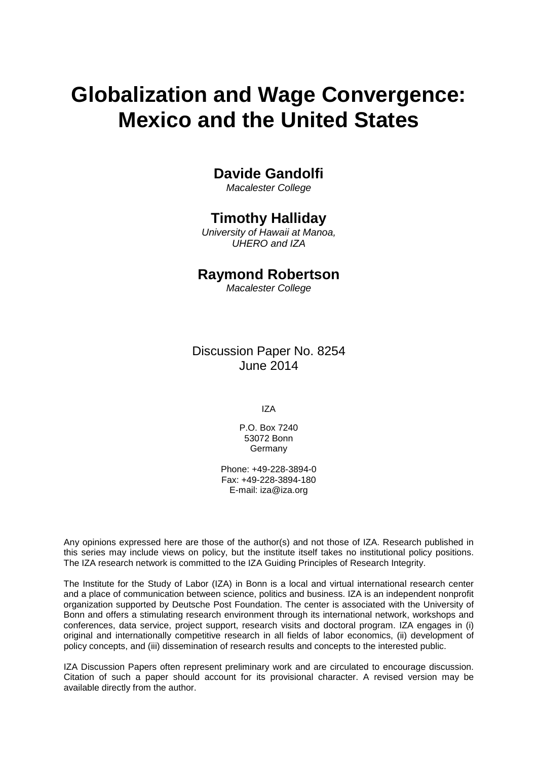# Globalization and Wage Convergence: Mexico and the United States

**Davide Gandolfi**

*Macalester College*

**Timothy Halliday**

*University of Hawaii at Manoa, UHERO and IZA*

**Raymond Robertson**

*Macalester College*

Discussion Paper No. 8254
June 2014

IZA

P.O. Box 7240
53072 Bonn
Germany

Phone: +49-228-3894-0
Fax: +49-228-3894-180
E-mail: iza@iza.org

Any opinions expressed here are those of the author(s) and not those of IZA. Research published in this series may include views on policy, but the institute itself takes no institutional policy positions. The IZA research network is committed to the IZA Guiding Principles of Research Integrity.

The Institute for the Study of Labor (IZA) in Bonn is a local and virtual international research center and a place of communication between science, politics and business. IZA is an independent nonprofit organization supported by Deutsche Post Foundation. The center is associated with the University of Bonn and offers a stimulating research environment through its international network, workshops and conferences, data service, project support, research visits and doctoral program. IZA engages in (i) original and internationally competitive research in all fields of labor economics, (ii) development of policy concepts, and (iii) dissemination of research results and concepts to the interested public.

IZA Discussion Papers often represent preliminary work and are circulated to encourage discussion. Citation of such a paper should account for its provisional character. A revised version may be available directly from the author.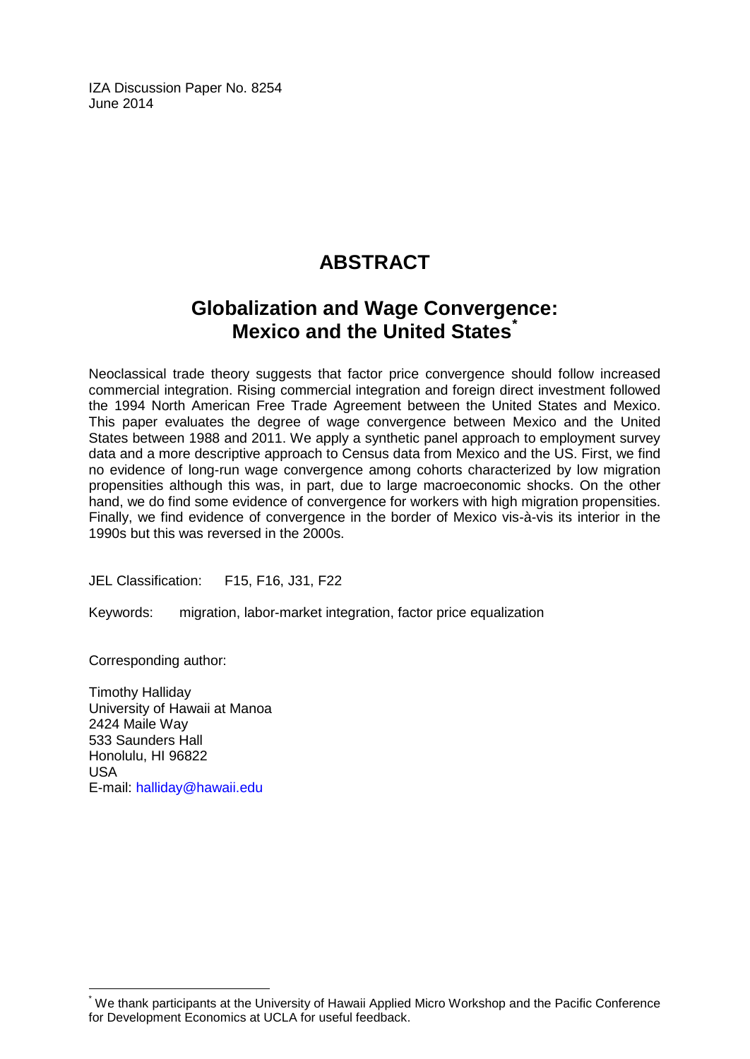IZA Discussion Paper No. 8254
June 2014

# ABSTRACT

## Globalization and Wage Convergence: Mexico and the United States[*]

Neoclassical trade theory suggests that factor price convergence should follow increased commercial integration. Rising commercial integration and foreign direct investment followed the 1994 North American Free Trade Agreement between the United States and Mexico. This paper evaluates the degree of wage convergence between Mexico and the United States between 1988 and 2011. We apply a synthetic panel approach to employment survey data and a more descriptive approach to Census data from Mexico and the US. First, we find no evidence of long-run wage convergence among cohorts characterized by low migration propensities although this was, in part, due to large macroeconomic shocks. On the other hand, we do find some evidence of convergence for workers with high migration propensities. Finally, we find evidence of convergence in the border of Mexico vis-à-vis its interior in the 1990s but this was reversed in the 2000s.

JEL Classification: F15, F16, J31, F22

Keywords: migration, labor-market integration, factor price equalization

Corresponding author:

Timothy Halliday
University of Hawaii at Manoa
2424 Maile Way
533 Saunders Hall
Honolulu, HI 96822
USA
E-mail: halliday@hawaii.edu

[*] We thank participants at the University of Hawaii Applied Micro Workshop and the Pacific Conference for Development Economics at UCLA for useful feedback.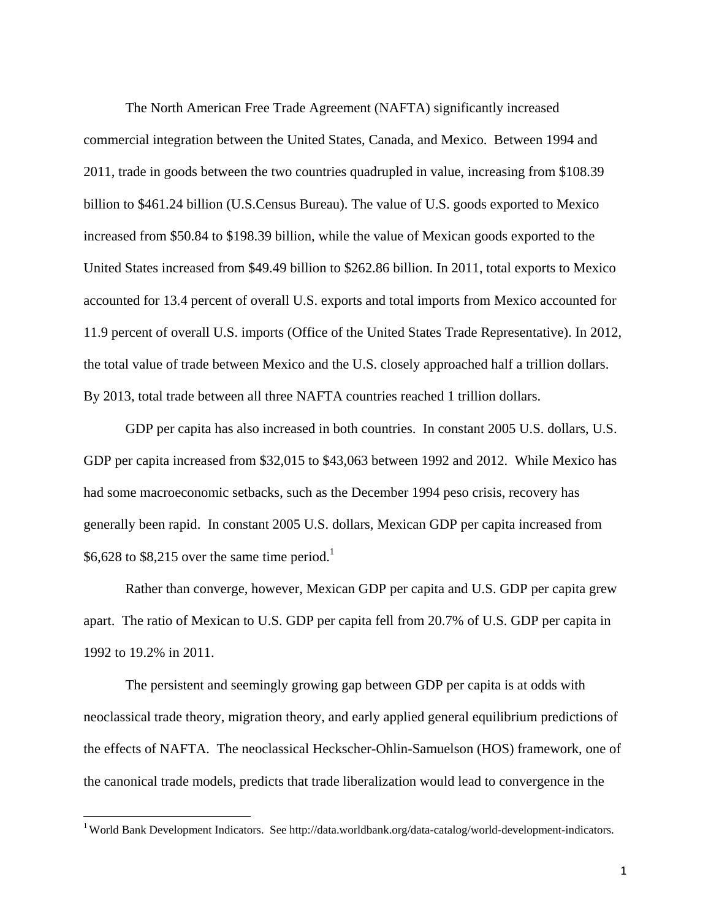The North American Free Trade Agreement (NAFTA) significantly increased commercial integration between the United States, Canada, and Mexico. Between 1994 and 2011, trade in goods between the two countries quadrupled in value, increasing from $108.39 billion to $461.24 billion (U.S.Census Bureau). The value of U.S. goods exported to Mexico increased from $50.84 to $198.39 billion, while the value of Mexican goods exported to the United States increased from $49.49 billion to $262.86 billion. In 2011, total exports to Mexico accounted for 13.4 percent of overall U.S. exports and total imports from Mexico accounted for 11.9 percent of overall U.S. imports (Office of the United States Trade Representative). In 2012, the total value of trade between Mexico and the U.S. closely approached half a trillion dollars. By 2013, total trade between all three NAFTA countries reached 1 trillion dollars.

GDP per capita has also increased in both countries. In constant 2005 U.S. dollars, U.S. GDP per capita increased from $32,015 to $43,063 between 1992 and 2012. While Mexico has had some macroeconomic setbacks, such as the December 1994 peso crisis, recovery has generally been rapid. In constant 2005 U.S. dollars, Mexican GDP per capita increased from $6,628 to $8,215 over the same time period.[1]

Rather than converge, however, Mexican GDP per capita and U.S. GDP per capita grew apart. The ratio of Mexican to U.S. GDP per capita fell from 20.7% of U.S. GDP per capita in 1992 to 19.2% in 2011.

The persistent and seemingly growing gap between GDP per capita is at odds with neoclassical trade theory, migration theory, and early applied general equilibrium predictions of the effects of NAFTA. The neoclassical Heckscher-Ohlin-Samuelson (HOS) framework, one of the canonical trade models, predicts that trade liberalization would lead to convergence in the

---

[1] World Bank Development Indicators. See http://data.worldbank.org/data-catalog/world-development-indicators.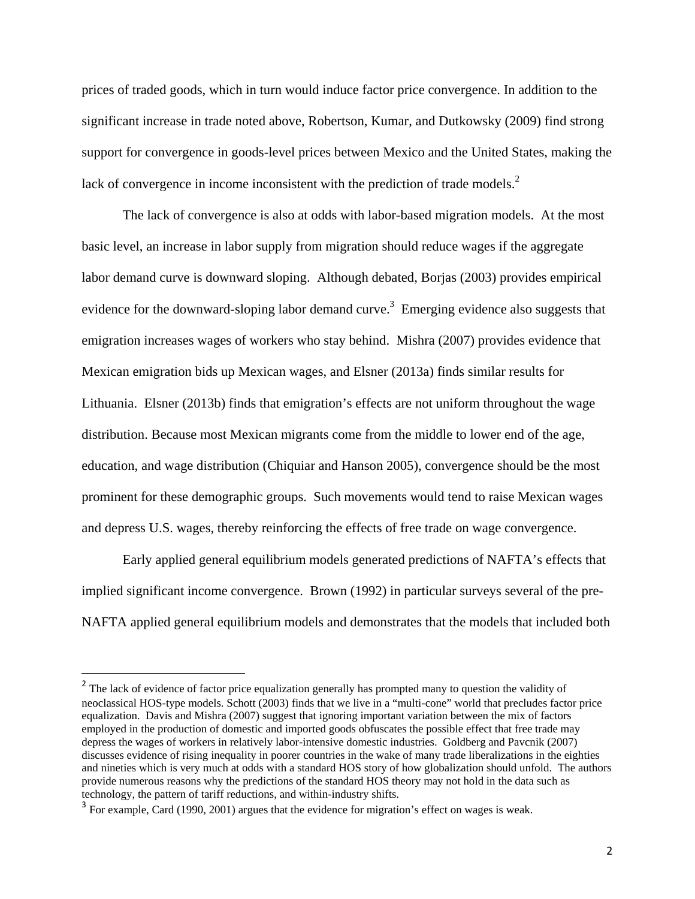prices of traded goods, which in turn would induce factor price convergence. In addition to the significant increase in trade noted above, Robertson, Kumar, and Dutkowsky (2009) find strong support for convergence in goods-level prices between Mexico and the United States, making the lack of convergence in income inconsistent with the prediction of trade models.[2]

The lack of convergence is also at odds with labor-based migration models. At the most basic level, an increase in labor supply from migration should reduce wages if the aggregate labor demand curve is downward sloping. Although debated, Borjas (2003) provides empirical evidence for the downward-sloping labor demand curve.[3] Emerging evidence also suggests that emigration increases wages of workers who stay behind. Mishra (2007) provides evidence that Mexican emigration bids up Mexican wages, and Elsner (2013a) finds similar results for Lithuania. Elsner (2013b) finds that emigration's effects are not uniform throughout the wage distribution. Because most Mexican migrants come from the middle to lower end of the age, education, and wage distribution (Chiquiar and Hanson 2005), convergence should be the most prominent for these demographic groups. Such movements would tend to raise Mexican wages and depress U.S. wages, thereby reinforcing the effects of free trade on wage convergence.

Early applied general equilibrium models generated predictions of NAFTA's effects that implied significant income convergence. Brown (1992) in particular surveys several of the pre-NAFTA applied general equilibrium models and demonstrates that the models that included both

---

[2] The lack of evidence of factor price equalization generally has prompted many to question the validity of neoclassical HOS-type models. Schott (2003) finds that we live in a "multi-cone" world that precludes factor price equalization. Davis and Mishra (2007) suggest that ignoring important variation between the mix of factors employed in the production of domestic and imported goods obfuscates the possible effect that free trade may depress the wages of workers in relatively labor-intensive domestic industries. Goldberg and Pavcnik (2007) discusses evidence of rising inequality in poorer countries in the wake of many trade liberalizations in the eighties and nineties which is very much at odds with a standard HOS story of how globalization should unfold. The authors provide numerous reasons why the predictions of the standard HOS theory may not hold in the data such as technology, the pattern of tariff reductions, and within-industry shifts.

[3] For example, Card (1990, 2001) argues that the evidence for migration's effect on wages is weak.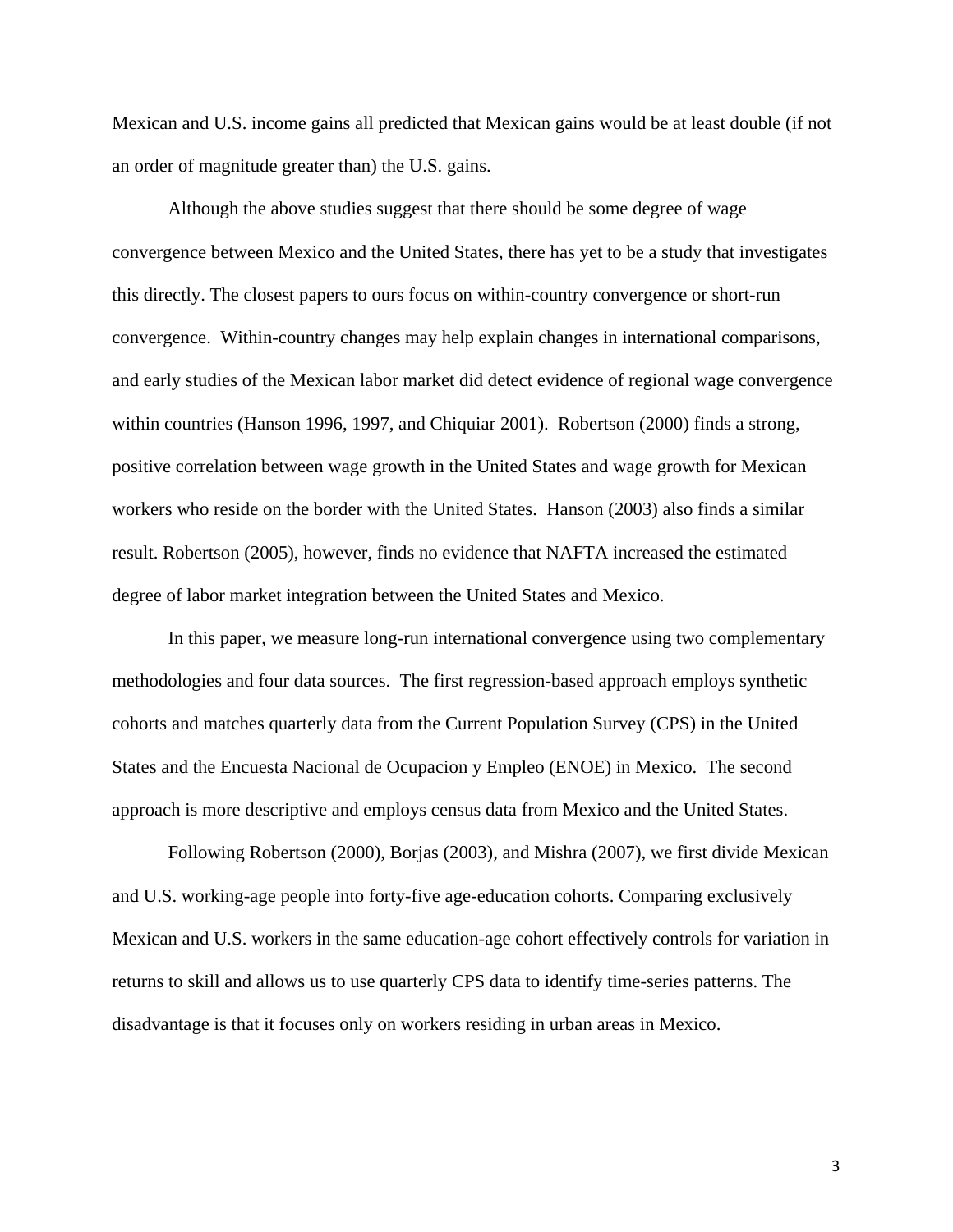Mexican and U.S. income gains all predicted that Mexican gains would be at least double (if not an order of magnitude greater than) the U.S. gains.

Although the above studies suggest that there should be some degree of wage convergence between Mexico and the United States, there has yet to be a study that investigates this directly. The closest papers to ours focus on within-country convergence or short-run convergence. Within-country changes may help explain changes in international comparisons, and early studies of the Mexican labor market did detect evidence of regional wage convergence within countries (Hanson 1996, 1997, and Chiquiar 2001). Robertson (2000) finds a strong, positive correlation between wage growth in the United States and wage growth for Mexican workers who reside on the border with the United States. Hanson (2003) also finds a similar result. Robertson (2005), however, finds no evidence that NAFTA increased the estimated degree of labor market integration between the United States and Mexico.

In this paper, we measure long-run international convergence using two complementary methodologies and four data sources. The first regression-based approach employs synthetic cohorts and matches quarterly data from the Current Population Survey (CPS) in the United States and the Encuesta Nacional de Ocupacion y Empleo (ENOE) in Mexico. The second approach is more descriptive and employs census data from Mexico and the United States.

Following Robertson (2000), Borjas (2003), and Mishra (2007), we first divide Mexican and U.S. working-age people into forty-five age-education cohorts. Comparing exclusively Mexican and U.S. workers in the same education-age cohort effectively controls for variation in returns to skill and allows us to use quarterly CPS data to identify time-series patterns. The disadvantage is that it focuses only on workers residing in urban areas in Mexico.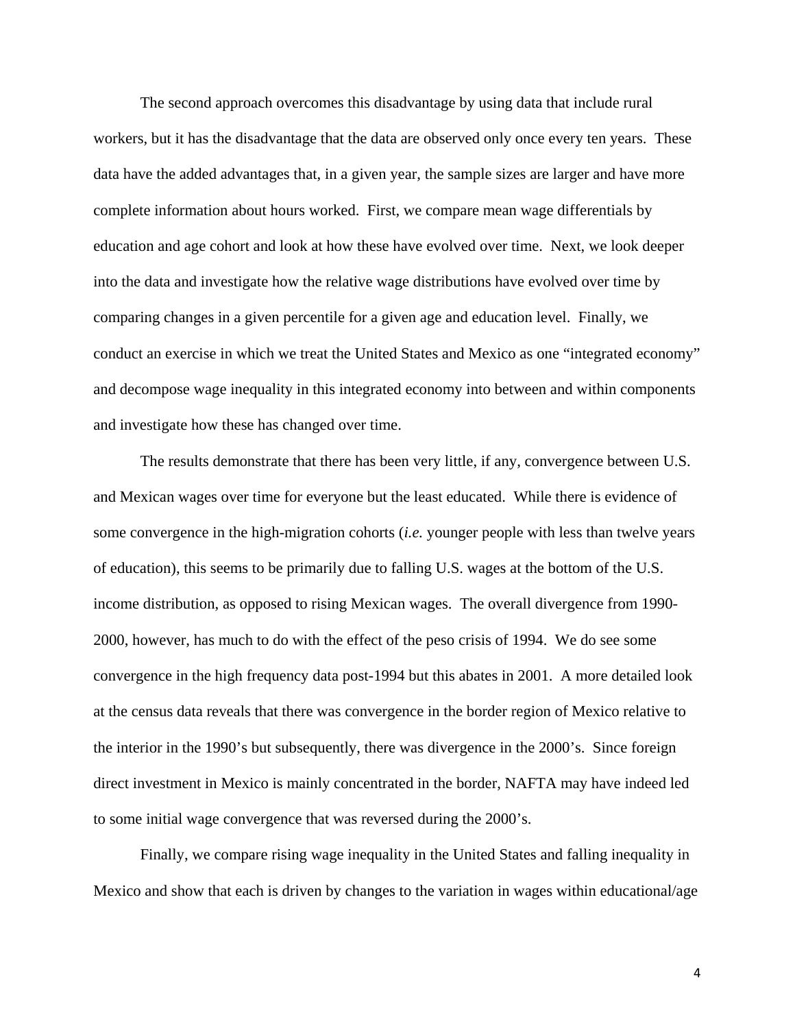The second approach overcomes this disadvantage by using data that include rural workers, but it has the disadvantage that the data are observed only once every ten years. These data have the added advantages that, in a given year, the sample sizes are larger and have more complete information about hours worked. First, we compare mean wage differentials by education and age cohort and look at how these have evolved over time. Next, we look deeper into the data and investigate how the relative wage distributions have evolved over time by comparing changes in a given percentile for a given age and education level. Finally, we conduct an exercise in which we treat the United States and Mexico as one "integrated economy" and decompose wage inequality in this integrated economy into between and within components and investigate how these has changed over time.

The results demonstrate that there has been very little, if any, convergence between U.S. and Mexican wages over time for everyone but the least educated. While there is evidence of some convergence in the high-migration cohorts (*i.e.* younger people with less than twelve years of education), this seems to be primarily due to falling U.S. wages at the bottom of the U.S. income distribution, as opposed to rising Mexican wages. The overall divergence from 1990-2000, however, has much to do with the effect of the peso crisis of 1994. We do see some convergence in the high frequency data post-1994 but this abates in 2001. A more detailed look at the census data reveals that there was convergence in the border region of Mexico relative to the interior in the 1990's but subsequently, there was divergence in the 2000's. Since foreign direct investment in Mexico is mainly concentrated in the border, NAFTA may have indeed led to some initial wage convergence that was reversed during the 2000's.

Finally, we compare rising wage inequality in the United States and falling inequality in Mexico and show that each is driven by changes to the variation in wages within educational/age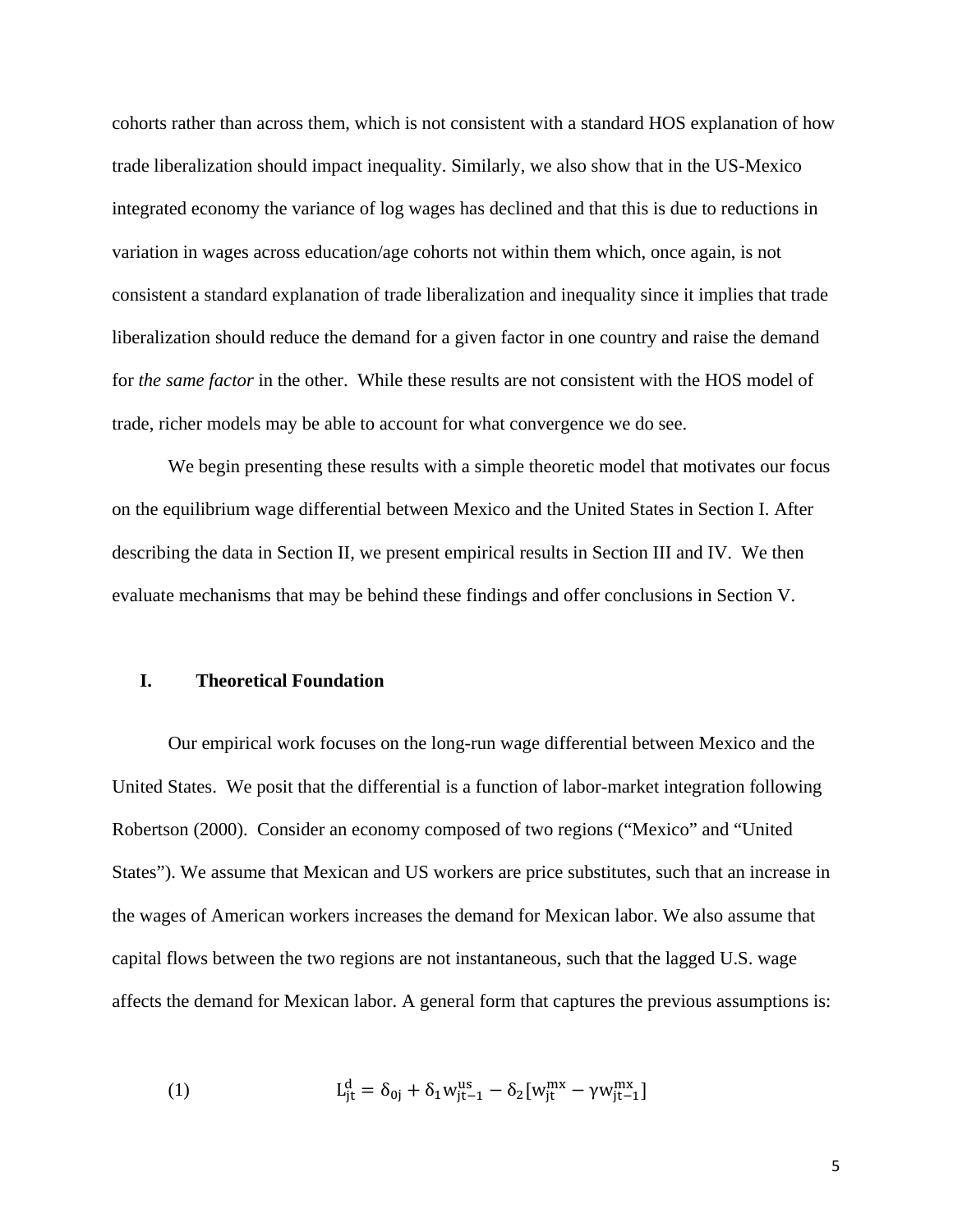cohorts rather than across them, which is not consistent with a standard HOS explanation of how trade liberalization should impact inequality. Similarly, we also show that in the US-Mexico integrated economy the variance of log wages has declined and that this is due to reductions in variation in wages across education/age cohorts not within them which, once again, is not consistent a standard explanation of trade liberalization and inequality since it implies that trade liberalization should reduce the demand for a given factor in one country and raise the demand for *the same factor* in the other. While these results are not consistent with the HOS model of trade, richer models may be able to account for what convergence we do see.

We begin presenting these results with a simple theoretic model that motivates our focus on the equilibrium wage differential between Mexico and the United States in Section I. After describing the data in Section II, we present empirical results in Section III and IV. We then evaluate mechanisms that may be behind these findings and offer conclusions in Section V.

## I. Theoretical Foundation

Our empirical work focuses on the long-run wage differential between Mexico and the United States. We posit that the differential is a function of labor-market integration following Robertson (2000). Consider an economy composed of two regions ("Mexico" and "United States"). We assume that Mexican and US workers are price substitutes, such that an increase in the wages of American workers increases the demand for Mexican labor. We also assume that capital flows between the two regions are not instantaneous, such that the lagged U.S. wage affects the demand for Mexican labor. A general form that captures the previous assumptions is:

$$L_{jt}^{d} = \delta_{0j} + \delta_1 w_{jt-1}^{us} - \delta_2 [w_{jt}^{mx} - \gamma w_{jt-1}^{mx}] \tag{1}$$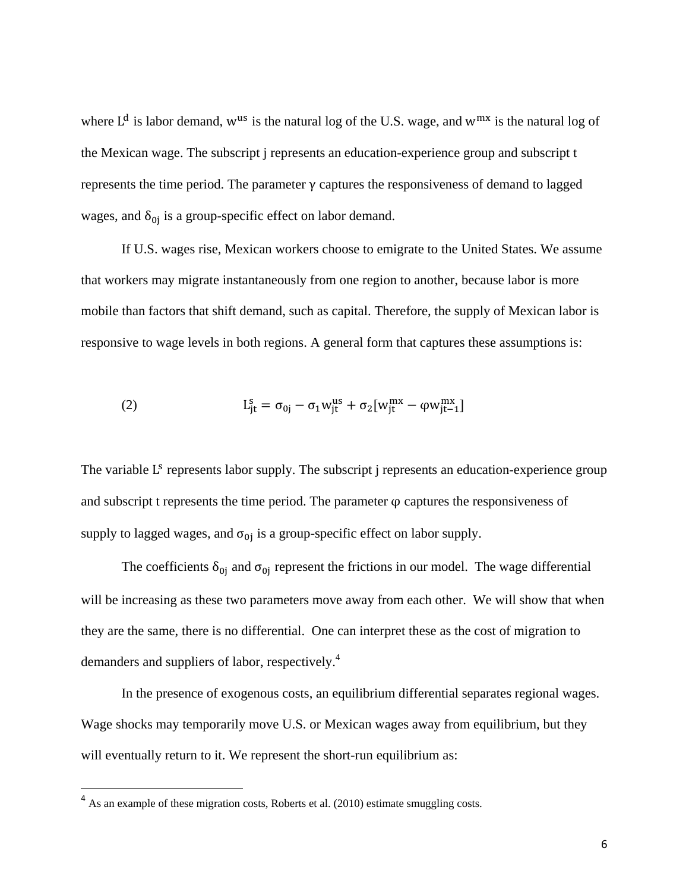where $L^d$ is labor demand, $w^{us}$ is the natural log of the U.S. wage, and $w^{mx}$ is the natural log of the Mexican wage. The subscript j represents an education-experience group and subscript t represents the time period. The parameter $\gamma$ captures the responsiveness of demand to lagged wages, and $\delta_{0j}$ is a group-specific effect on labor demand.

If U.S. wages rise, Mexican workers choose to emigrate to the United States. We assume that workers may migrate instantaneously from one region to another, because labor is more mobile than factors that shift demand, such as capital. Therefore, the supply of Mexican labor is responsive to wage levels in both regions. A general form that captures these assumptions is:

$$L_{jt}^{s} = \sigma_{0j} - \sigma_1 w_{jt}^{us} + \sigma_2 [w_{jt}^{mx} - \varphi w_{jt-1}^{mx}] \quad (2)$$

The variable $L^s$ represents labor supply. The subscript j represents an education-experience group and subscript t represents the time period. The parameter $\varphi$ captures the responsiveness of supply to lagged wages, and $\sigma_{0j}$ is a group-specific effect on labor supply.

The coefficients $\delta_{0j}$ and $\sigma_{0j}$ represent the frictions in our model. The wage differential will be increasing as these two parameters move away from each other. We will show that when they are the same, there is no differential. One can interpret these as the cost of migration to demanders and suppliers of labor, respectively.[4]

In the presence of exogenous costs, an equilibrium differential separates regional wages. Wage shocks may temporarily move U.S. or Mexican wages away from equilibrium, but they will eventually return to it. We represent the short-run equilibrium as:

[4] As an example of these migration costs, Roberts et al. (2010) estimate smuggling costs.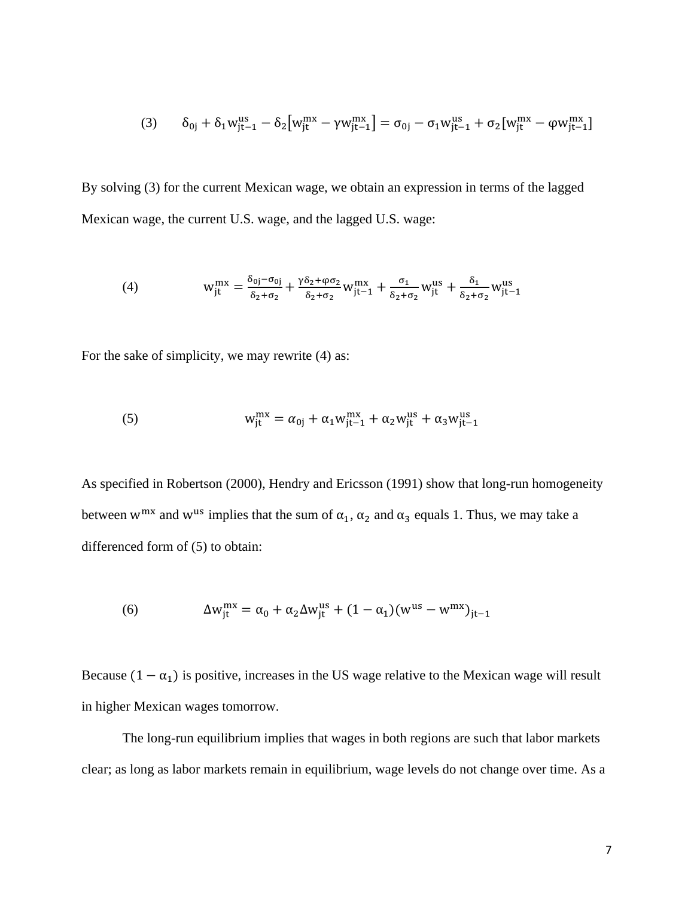$$(3) \qquad \delta_{0j} + \delta_1 w_{jt-1}^{us} - \delta_2\left[w_{jt}^{mx} - \gamma w_{jt-1}^{mx}\right] = \sigma_{0j} - \sigma_1 w_{jt-1}^{us} + \sigma_2\left[w_{jt}^{mx} - \varphi w_{jt-1}^{mx}\right]$$

By solving (3) for the current Mexican wage, we obtain an expression in terms of the lagged Mexican wage, the current U.S. wage, and the lagged U.S. wage:

$$(4) \qquad w_{jt}^{mx} = \frac{\delta_{0j} - \sigma_{0j}}{\delta_2 + \sigma_2} + \frac{\gamma\delta_2 + \varphi\sigma_2}{\delta_2 + \sigma_2} w_{jt-1}^{mx} + \frac{\sigma_1}{\delta_2 + \sigma_2} w_{jt}^{us} + \frac{\delta_1}{\delta_2 + \sigma_2} w_{jt-1}^{us}$$

For the sake of simplicity, we may rewrite (4) as:

$$(5) \qquad w_{jt}^{mx} = \alpha_{0j} + \alpha_1 w_{jt-1}^{mx} + \alpha_2 w_{jt}^{us} + \alpha_3 w_{jt-1}^{us}$$

As specified in Robertson (2000), Hendry and Ericsson (1991) show that long-run homogeneity between $w^{mx}$ and $w^{us}$ implies that the sum of $\alpha_1$, $\alpha_2$ and $\alpha_3$ equals 1. Thus, we may take a differenced form of (5) to obtain:

$$(6) \qquad \Delta w_{jt}^{mx} = \alpha_0 + \alpha_2 \Delta w_{jt}^{us} + (1 - \alpha_1)(w^{us} - w^{mx})_{jt-1}$$

Because $(1 - \alpha_1)$ is positive, increases in the US wage relative to the Mexican wage will result in higher Mexican wages tomorrow.

The long-run equilibrium implies that wages in both regions are such that labor markets clear; as long as labor markets remain in equilibrium, wage levels do not change over time. As a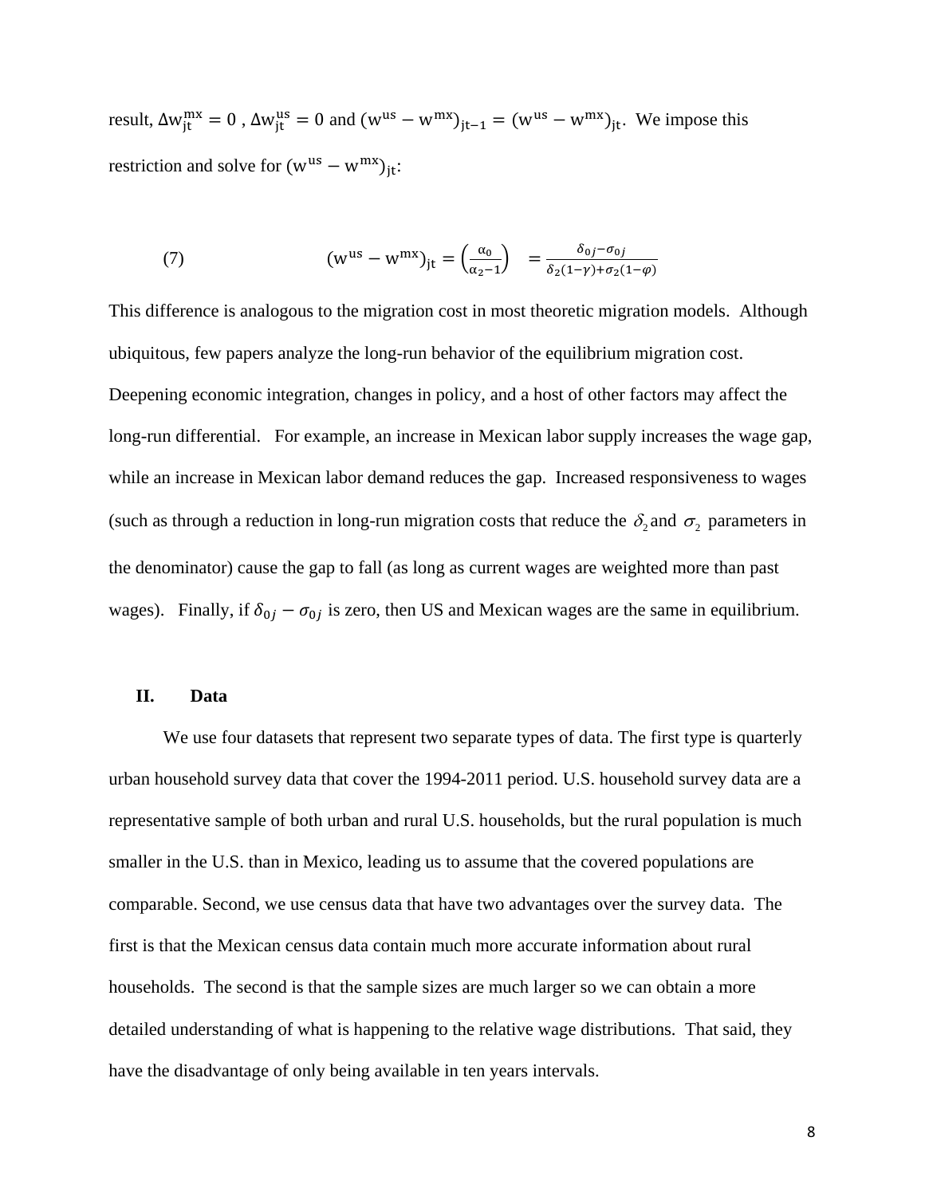result, $\Delta w^{mx}_{jt} = 0$ , $\Delta w^{us}_{jt} = 0$ and $(w^{us} - w^{mx})_{jt-1} = (w^{us} - w^{mx})_{jt}$. We impose this restriction and solve for $(w^{us} - w^{mx})_{jt}$:

$$(7) \qquad (w^{us} - w^{mx})_{jt} = \left(\frac{\alpha_0}{\alpha_2 - 1}\right) = \frac{\delta_{0j} - \sigma_{0j}}{\delta_2(1-\gamma) + \sigma_2(1-\varphi)}$$

This difference is analogous to the migration cost in most theoretic migration models. Although ubiquitous, few papers analyze the long-run behavior of the equilibrium migration cost. Deepening economic integration, changes in policy, and a host of other factors may affect the long-run differential. For example, an increase in Mexican labor supply increases the wage gap, while an increase in Mexican labor demand reduces the gap. Increased responsiveness to wages (such as through a reduction in long-run migration costs that reduce the $\delta_2$ and $\sigma_2$ parameters in the denominator) cause the gap to fall (as long as current wages are weighted more than past wages). Finally, if $\delta_{0j} - \sigma_{0j}$ is zero, then US and Mexican wages are the same in equilibrium.

## II. Data

We use four datasets that represent two separate types of data. The first type is quarterly urban household survey data that cover the 1994-2011 period. U.S. household survey data are a representative sample of both urban and rural U.S. households, but the rural population is much smaller in the U.S. than in Mexico, leading us to assume that the covered populations are comparable. Second, we use census data that have two advantages over the survey data. The first is that the Mexican census data contain much more accurate information about rural households. The second is that the sample sizes are much larger so we can obtain a more detailed understanding of what is happening to the relative wage distributions. That said, they have the disadvantage of only being available in ten years intervals.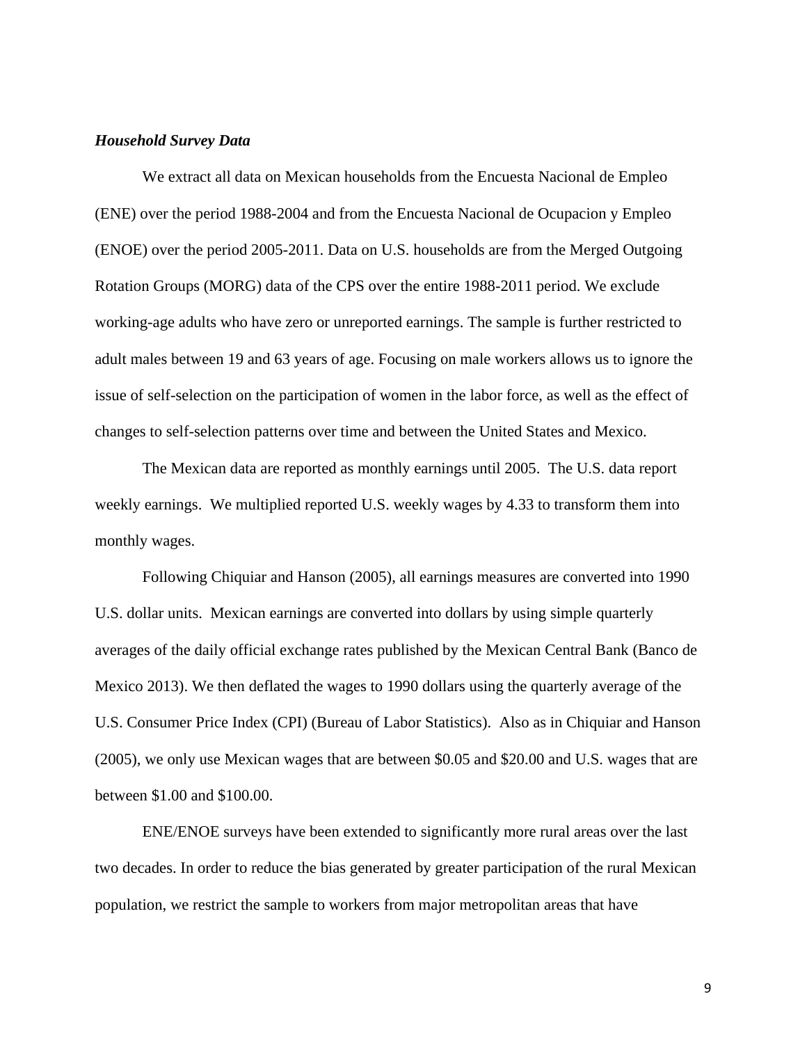***Household Survey Data***

We extract all data on Mexican households from the Encuesta Nacional de Empleo (ENE) over the period 1988-2004 and from the Encuesta Nacional de Ocupacion y Empleo (ENOE) over the period 2005-2011. Data on U.S. households are from the Merged Outgoing Rotation Groups (MORG) data of the CPS over the entire 1988-2011 period. We exclude working-age adults who have zero or unreported earnings. The sample is further restricted to adult males between 19 and 63 years of age. Focusing on male workers allows us to ignore the issue of self-selection on the participation of women in the labor force, as well as the effect of changes to self-selection patterns over time and between the United States and Mexico.

The Mexican data are reported as monthly earnings until 2005. The U.S. data report weekly earnings. We multiplied reported U.S. weekly wages by 4.33 to transform them into monthly wages.

Following Chiquiar and Hanson (2005), all earnings measures are converted into 1990 U.S. dollar units. Mexican earnings are converted into dollars by using simple quarterly averages of the daily official exchange rates published by the Mexican Central Bank (Banco de Mexico 2013). We then deflated the wages to 1990 dollars using the quarterly average of the U.S. Consumer Price Index (CPI) (Bureau of Labor Statistics). Also as in Chiquiar and Hanson (2005), we only use Mexican wages that are between $0.05 and $20.00 and U.S. wages that are between $1.00 and $100.00.

ENE/ENOE surveys have been extended to significantly more rural areas over the last two decades. In order to reduce the bias generated by greater participation of the rural Mexican population, we restrict the sample to workers from major metropolitan areas that have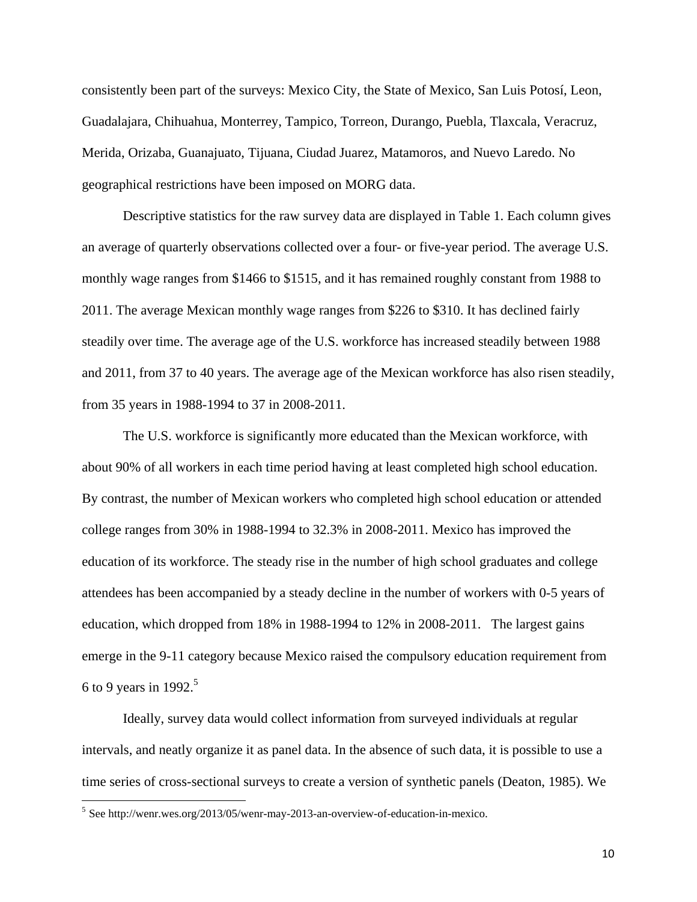consistently been part of the surveys: Mexico City, the State of Mexico, San Luis Potosí, Leon, Guadalajara, Chihuahua, Monterrey, Tampico, Torreon, Durango, Puebla, Tlaxcala, Veracruz, Merida, Orizaba, Guanajuato, Tijuana, Ciudad Juarez, Matamoros, and Nuevo Laredo. No geographical restrictions have been imposed on MORG data.

Descriptive statistics for the raw survey data are displayed in Table 1. Each column gives an average of quarterly observations collected over a four- or five-year period. The average U.S. monthly wage ranges from $1466 to $1515, and it has remained roughly constant from 1988 to 2011. The average Mexican monthly wage ranges from $226 to $310. It has declined fairly steadily over time. The average age of the U.S. workforce has increased steadily between 1988 and 2011, from 37 to 40 years. The average age of the Mexican workforce has also risen steadily, from 35 years in 1988-1994 to 37 in 2008-2011.

The U.S. workforce is significantly more educated than the Mexican workforce, with about 90% of all workers in each time period having at least completed high school education. By contrast, the number of Mexican workers who completed high school education or attended college ranges from 30% in 1988-1994 to 32.3% in 2008-2011. Mexico has improved the education of its workforce. The steady rise in the number of high school graduates and college attendees has been accompanied by a steady decline in the number of workers with 0-5 years of education, which dropped from 18% in 1988-1994 to 12% in 2008-2011. The largest gains emerge in the 9-11 category because Mexico raised the compulsory education requirement from 6 to 9 years in 1992.[5]

Ideally, survey data would collect information from surveyed individuals at regular intervals, and neatly organize it as panel data. In the absence of such data, it is possible to use a time series of cross-sectional surveys to create a version of synthetic panels (Deaton, 1985). We

[5] See http://wenr.wes.org/2013/05/wenr-may-2013-an-overview-of-education-in-mexico.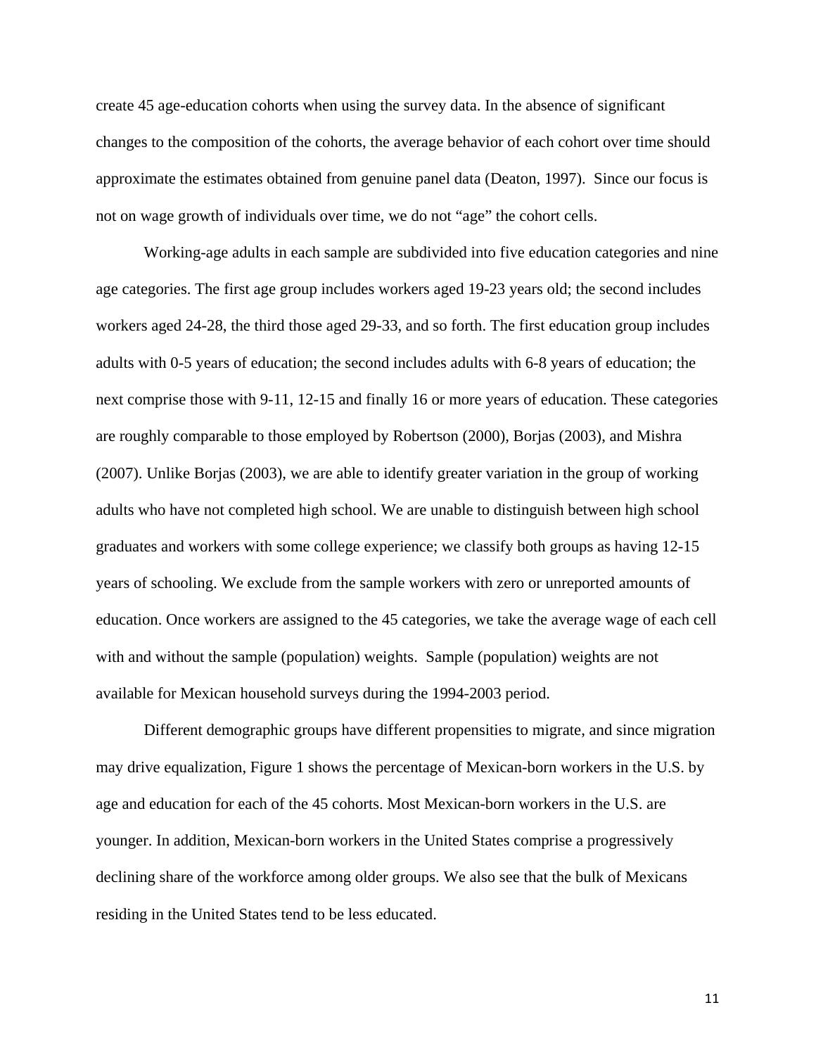create 45 age-education cohorts when using the survey data. In the absence of significant changes to the composition of the cohorts, the average behavior of each cohort over time should approximate the estimates obtained from genuine panel data (Deaton, 1997). Since our focus is not on wage growth of individuals over time, we do not "age" the cohort cells.

Working-age adults in each sample are subdivided into five education categories and nine age categories. The first age group includes workers aged 19-23 years old; the second includes workers aged 24-28, the third those aged 29-33, and so forth. The first education group includes adults with 0-5 years of education; the second includes adults with 6-8 years of education; the next comprise those with 9-11, 12-15 and finally 16 or more years of education. These categories are roughly comparable to those employed by Robertson (2000), Borjas (2003), and Mishra (2007). Unlike Borjas (2003), we are able to identify greater variation in the group of working adults who have not completed high school. We are unable to distinguish between high school graduates and workers with some college experience; we classify both groups as having 12-15 years of schooling. We exclude from the sample workers with zero or unreported amounts of education. Once workers are assigned to the 45 categories, we take the average wage of each cell with and without the sample (population) weights. Sample (population) weights are not available for Mexican household surveys during the 1994-2003 period.

Different demographic groups have different propensities to migrate, and since migration may drive equalization, Figure 1 shows the percentage of Mexican-born workers in the U.S. by age and education for each of the 45 cohorts. Most Mexican-born workers in the U.S. are younger. In addition, Mexican-born workers in the United States comprise a progressively declining share of the workforce among older groups. We also see that the bulk of Mexicans residing in the United States tend to be less educated.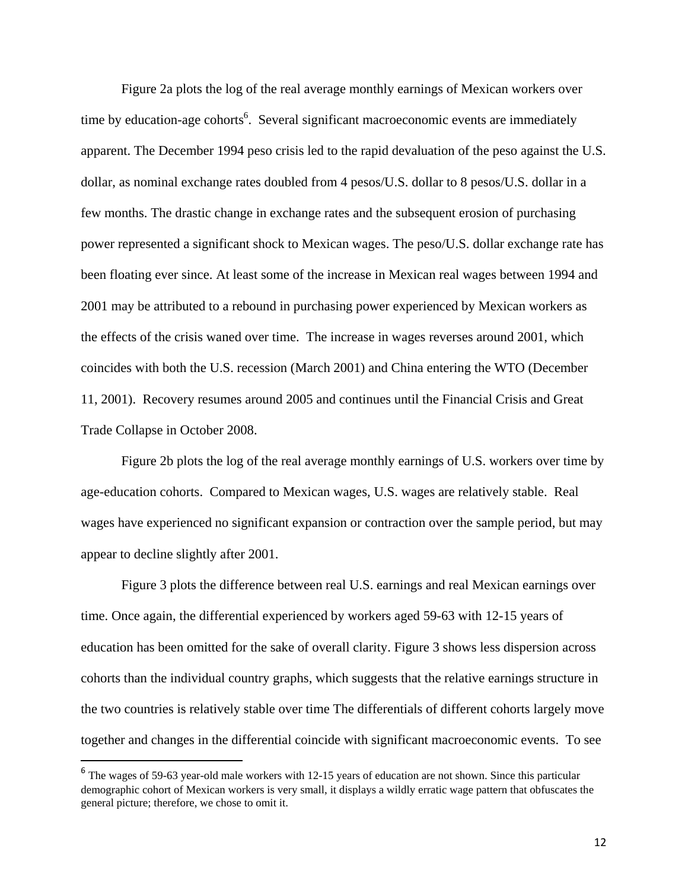Figure 2a plots the log of the real average monthly earnings of Mexican workers over time by education-age cohorts[6]. Several significant macroeconomic events are immediately apparent. The December 1994 peso crisis led to the rapid devaluation of the peso against the U.S. dollar, as nominal exchange rates doubled from 4 pesos/U.S. dollar to 8 pesos/U.S. dollar in a few months. The drastic change in exchange rates and the subsequent erosion of purchasing power represented a significant shock to Mexican wages. The peso/U.S. dollar exchange rate has been floating ever since. At least some of the increase in Mexican real wages between 1994 and 2001 may be attributed to a rebound in purchasing power experienced by Mexican workers as the effects of the crisis waned over time. The increase in wages reverses around 2001, which coincides with both the U.S. recession (March 2001) and China entering the WTO (December 11, 2001). Recovery resumes around 2005 and continues until the Financial Crisis and Great Trade Collapse in October 2008.

Figure 2b plots the log of the real average monthly earnings of U.S. workers over time by age-education cohorts. Compared to Mexican wages, U.S. wages are relatively stable. Real wages have experienced no significant expansion or contraction over the sample period, but may appear to decline slightly after 2001.

Figure 3 plots the difference between real U.S. earnings and real Mexican earnings over time. Once again, the differential experienced by workers aged 59-63 with 12-15 years of education has been omitted for the sake of overall clarity. Figure 3 shows less dispersion across cohorts than the individual country graphs, which suggests that the relative earnings structure in the two countries is relatively stable over time The differentials of different cohorts largely move together and changes in the differential coincide with significant macroeconomic events. To see

[6] The wages of 59-63 year-old male workers with 12-15 years of education are not shown. Since this particular demographic cohort of Mexican workers is very small, it displays a wildly erratic wage pattern that obfuscates the general picture; therefore, we chose to omit it.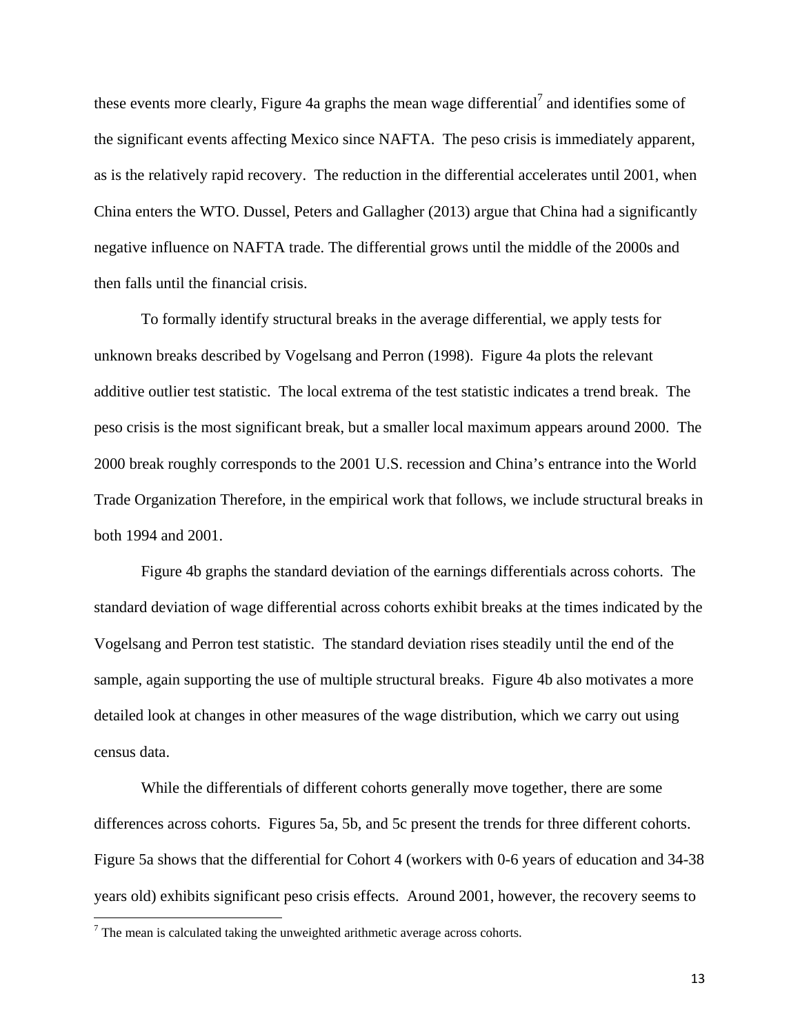these events more clearly, Figure 4a graphs the mean wage differential[7] and identifies some of the significant events affecting Mexico since NAFTA. The peso crisis is immediately apparent, as is the relatively rapid recovery. The reduction in the differential accelerates until 2001, when China enters the WTO. Dussel, Peters and Gallagher (2013) argue that China had a significantly negative influence on NAFTA trade. The differential grows until the middle of the 2000s and then falls until the financial crisis.

To formally identify structural breaks in the average differential, we apply tests for unknown breaks described by Vogelsang and Perron (1998). Figure 4a plots the relevant additive outlier test statistic. The local extrema of the test statistic indicates a trend break. The peso crisis is the most significant break, but a smaller local maximum appears around 2000. The 2000 break roughly corresponds to the 2001 U.S. recession and China's entrance into the World Trade Organization Therefore, in the empirical work that follows, we include structural breaks in both 1994 and 2001.

Figure 4b graphs the standard deviation of the earnings differentials across cohorts. The standard deviation of wage differential across cohorts exhibit breaks at the times indicated by the Vogelsang and Perron test statistic. The standard deviation rises steadily until the end of the sample, again supporting the use of multiple structural breaks. Figure 4b also motivates a more detailed look at changes in other measures of the wage distribution, which we carry out using census data.

While the differentials of different cohorts generally move together, there are some differences across cohorts. Figures 5a, 5b, and 5c present the trends for three different cohorts. Figure 5a shows that the differential for Cohort 4 (workers with 0-6 years of education and 34-38 years old) exhibits significant peso crisis effects. Around 2001, however, the recovery seems to

[7] The mean is calculated taking the unweighted arithmetic average across cohorts.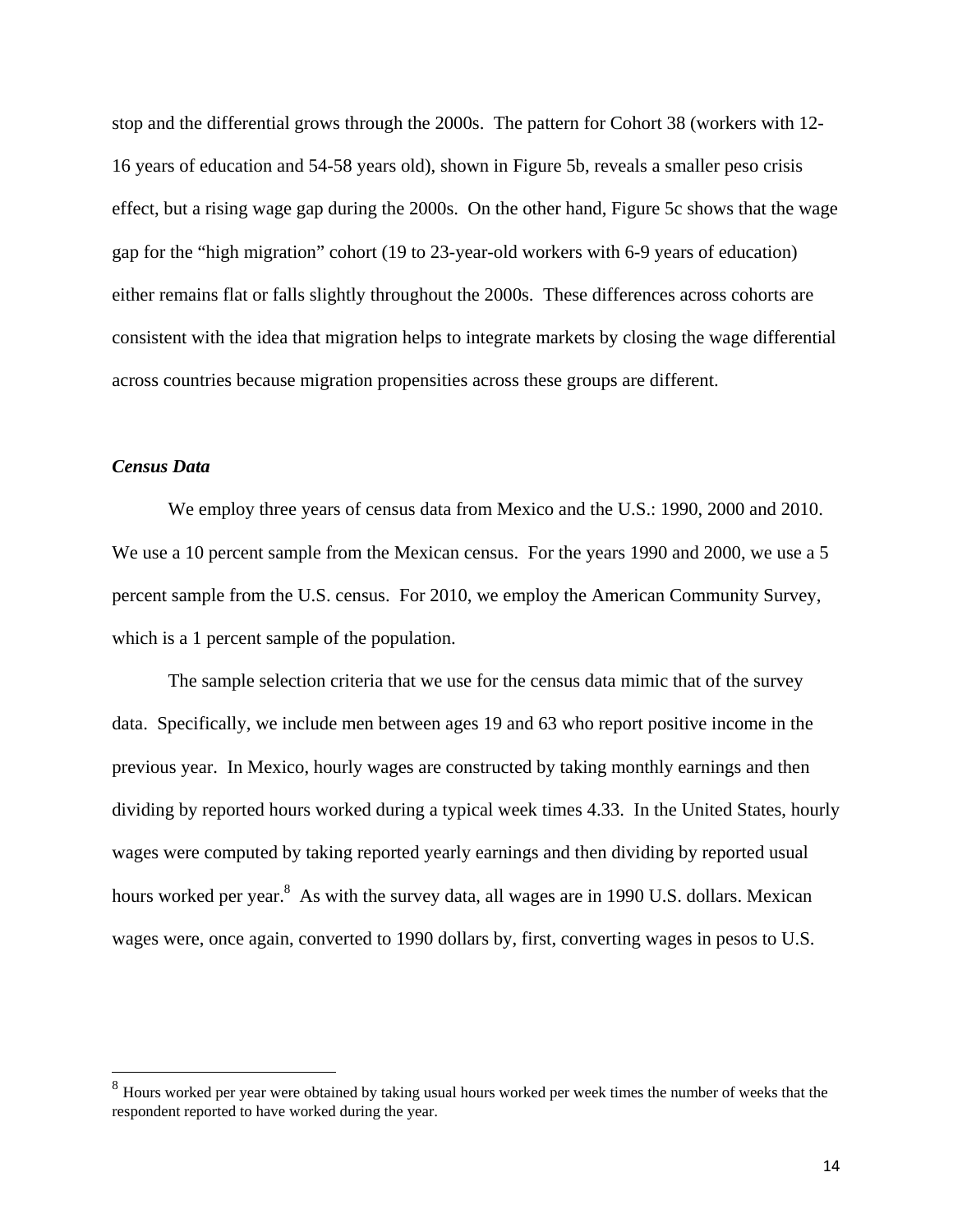stop and the differential grows through the 2000s. The pattern for Cohort 38 (workers with 12-16 years of education and 54-58 years old), shown in Figure 5b, reveals a smaller peso crisis effect, but a rising wage gap during the 2000s. On the other hand, Figure 5c shows that the wage gap for the "high migration" cohort (19 to 23-year-old workers with 6-9 years of education) either remains flat or falls slightly throughout the 2000s. These differences across cohorts are consistent with the idea that migration helps to integrate markets by closing the wage differential across countries because migration propensities across these groups are different.

### *Census Data*

We employ three years of census data from Mexico and the U.S.: 1990, 2000 and 2010. We use a 10 percent sample from the Mexican census. For the years 1990 and 2000, we use a 5 percent sample from the U.S. census. For 2010, we employ the American Community Survey, which is a 1 percent sample of the population.

The sample selection criteria that we use for the census data mimic that of the survey data. Specifically, we include men between ages 19 and 63 who report positive income in the previous year. In Mexico, hourly wages are constructed by taking monthly earnings and then dividing by reported hours worked during a typical week times 4.33. In the United States, hourly wages were computed by taking reported yearly earnings and then dividing by reported usual hours worked per year.[8] As with the survey data, all wages are in 1990 U.S. dollars. Mexican wages were, once again, converted to 1990 dollars by, first, converting wages in pesos to U.S.

---

[8] Hours worked per year were obtained by taking usual hours worked per week times the number of weeks that the respondent reported to have worked during the year.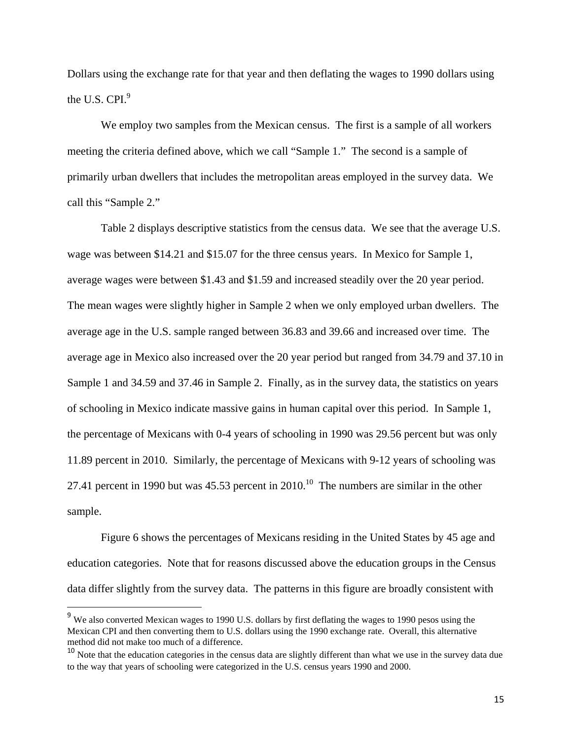Dollars using the exchange rate for that year and then deflating the wages to 1990 dollars using the U.S. CPI.[9]

We employ two samples from the Mexican census. The first is a sample of all workers meeting the criteria defined above, which we call "Sample 1." The second is a sample of primarily urban dwellers that includes the metropolitan areas employed in the survey data. We call this "Sample 2."

Table 2 displays descriptive statistics from the census data. We see that the average U.S. wage was between $14.21 and $15.07 for the three census years. In Mexico for Sample 1, average wages were between $1.43 and $1.59 and increased steadily over the 20 year period. The mean wages were slightly higher in Sample 2 when we only employed urban dwellers. The average age in the U.S. sample ranged between 36.83 and 39.66 and increased over time. The average age in Mexico also increased over the 20 year period but ranged from 34.79 and 37.10 in Sample 1 and 34.59 and 37.46 in Sample 2. Finally, as in the survey data, the statistics on years of schooling in Mexico indicate massive gains in human capital over this period. In Sample 1, the percentage of Mexicans with 0-4 years of schooling in 1990 was 29.56 percent but was only 11.89 percent in 2010. Similarly, the percentage of Mexicans with 9-12 years of schooling was 27.41 percent in 1990 but was 45.53 percent in 2010.[10] The numbers are similar in the other sample.

Figure 6 shows the percentages of Mexicans residing in the United States by 45 age and education categories. Note that for reasons discussed above the education groups in the Census data differ slightly from the survey data. The patterns in this figure are broadly consistent with

---

[9] We also converted Mexican wages to 1990 U.S. dollars by first deflating the wages to 1990 pesos using the Mexican CPI and then converting them to U.S. dollars using the 1990 exchange rate. Overall, this alternative method did not make too much of a difference.

[10] Note that the education categories in the census data are slightly different than what we use in the survey data due to the way that years of schooling were categorized in the U.S. census years 1990 and 2000.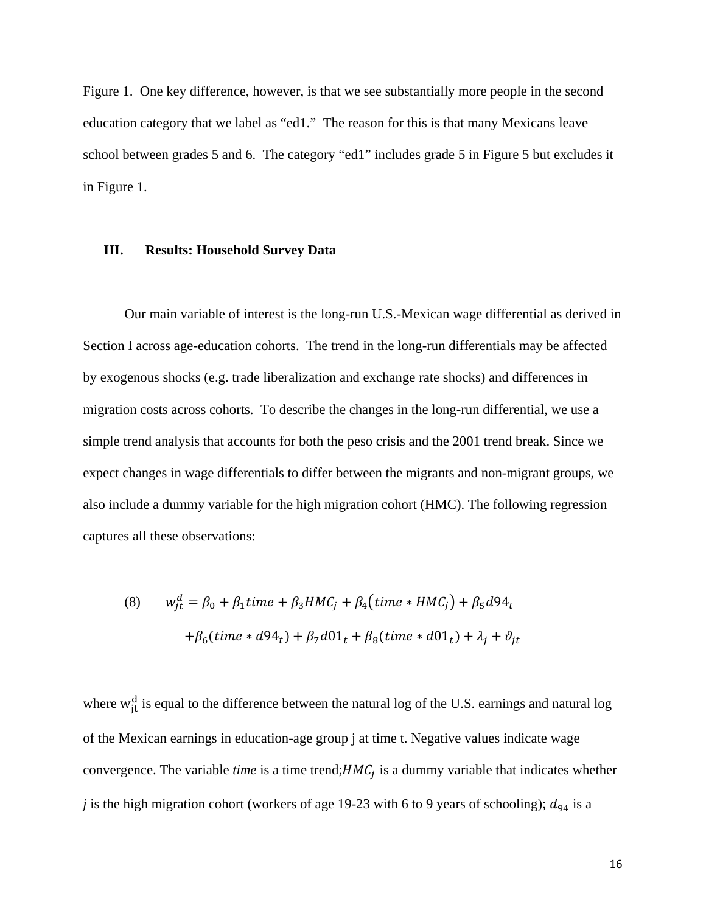Figure 1. One key difference, however, is that we see substantially more people in the second education category that we label as "ed1." The reason for this is that many Mexicans leave school between grades 5 and 6. The category "ed1" includes grade 5 in Figure 5 but excludes it in Figure 1.

## III. Results: Household Survey Data

Our main variable of interest is the long-run U.S.-Mexican wage differential as derived in Section I across age-education cohorts. The trend in the long-run differentials may be affected by exogenous shocks (e.g. trade liberalization and exchange rate shocks) and differences in migration costs across cohorts. To describe the changes in the long-run differential, we use a simple trend analysis that accounts for both the peso crisis and the 2001 trend break. Since we expect changes in wage differentials to differ between the migrants and non-migrant groups, we also include a dummy variable for the high migration cohort (HMC). The following regression captures all these observations:

$$(8) \qquad w_{jt}^{d} = \beta_0 + \beta_1 time + \beta_3 HMC_j + \beta_4\left(time * HMC_j\right) + \beta_5 d94_t$$
$$+\beta_6(time * d94_t) + \beta_7 d01_t + \beta_8(time * d01_t) + \lambda_j + \vartheta_{jt}$$

where $\mathrm{w}_{\mathrm{jt}}^{\mathrm{d}}$ is equal to the difference between the natural log of the U.S. earnings and natural log of the Mexican earnings in education-age group j at time t. Negative values indicate wage convergence. The variable *time* is a time trend; $HMC_j$ is a dummy variable that indicates whether *j* is the high migration cohort (workers of age 19-23 with 6 to 9 years of schooling); $d_{94}$ is a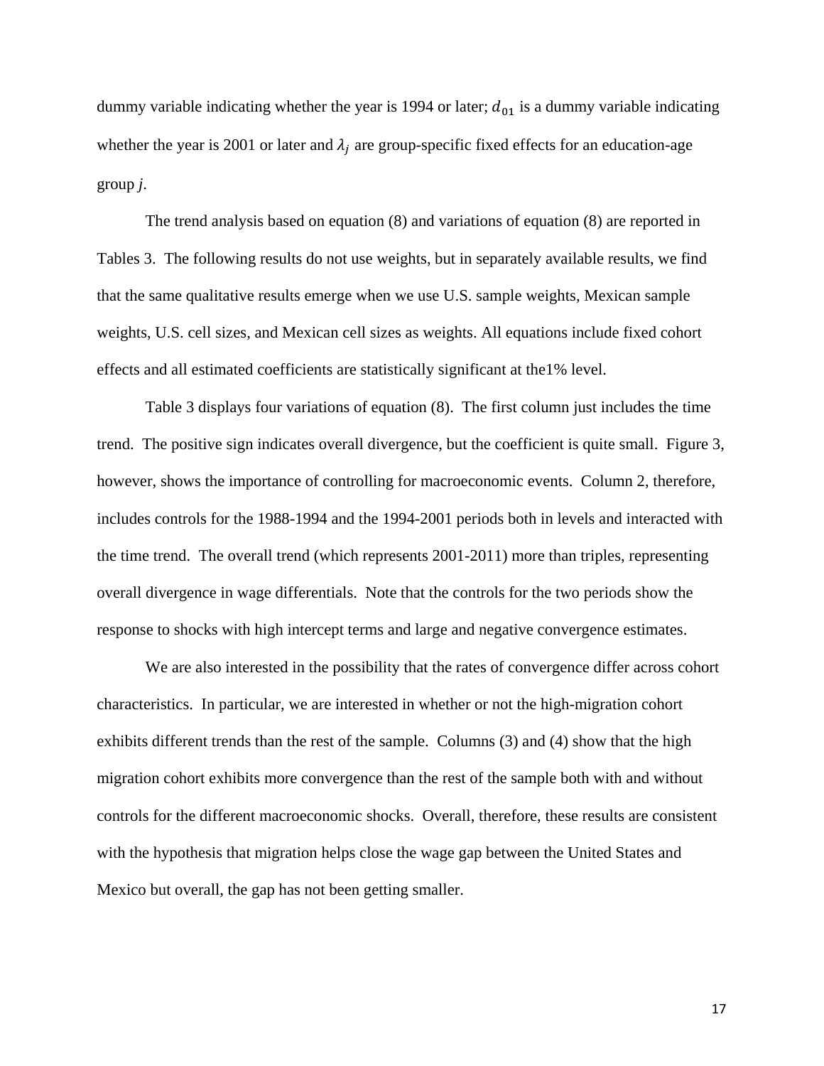dummy variable indicating whether the year is 1994 or later; $d_{01}$ is a dummy variable indicating whether the year is 2001 or later and $\lambda_j$ are group-specific fixed effects for an education-age group *j*.

The trend analysis based on equation (8) and variations of equation (8) are reported in Tables 3. The following results do not use weights, but in separately available results, we find that the same qualitative results emerge when we use U.S. sample weights, Mexican sample weights, U.S. cell sizes, and Mexican cell sizes as weights. All equations include fixed cohort effects and all estimated coefficients are statistically significant at the1% level.

Table 3 displays four variations of equation (8). The first column just includes the time trend. The positive sign indicates overall divergence, but the coefficient is quite small. Figure 3, however, shows the importance of controlling for macroeconomic events. Column 2, therefore, includes controls for the 1988-1994 and the 1994-2001 periods both in levels and interacted with the time trend. The overall trend (which represents 2001-2011) more than triples, representing overall divergence in wage differentials. Note that the controls for the two periods show the response to shocks with high intercept terms and large and negative convergence estimates.

We are also interested in the possibility that the rates of convergence differ across cohort characteristics. In particular, we are interested in whether or not the high-migration cohort exhibits different trends than the rest of the sample. Columns (3) and (4) show that the high migration cohort exhibits more convergence than the rest of the sample both with and without controls for the different macroeconomic shocks. Overall, therefore, these results are consistent with the hypothesis that migration helps close the wage gap between the United States and Mexico but overall, the gap has not been getting smaller.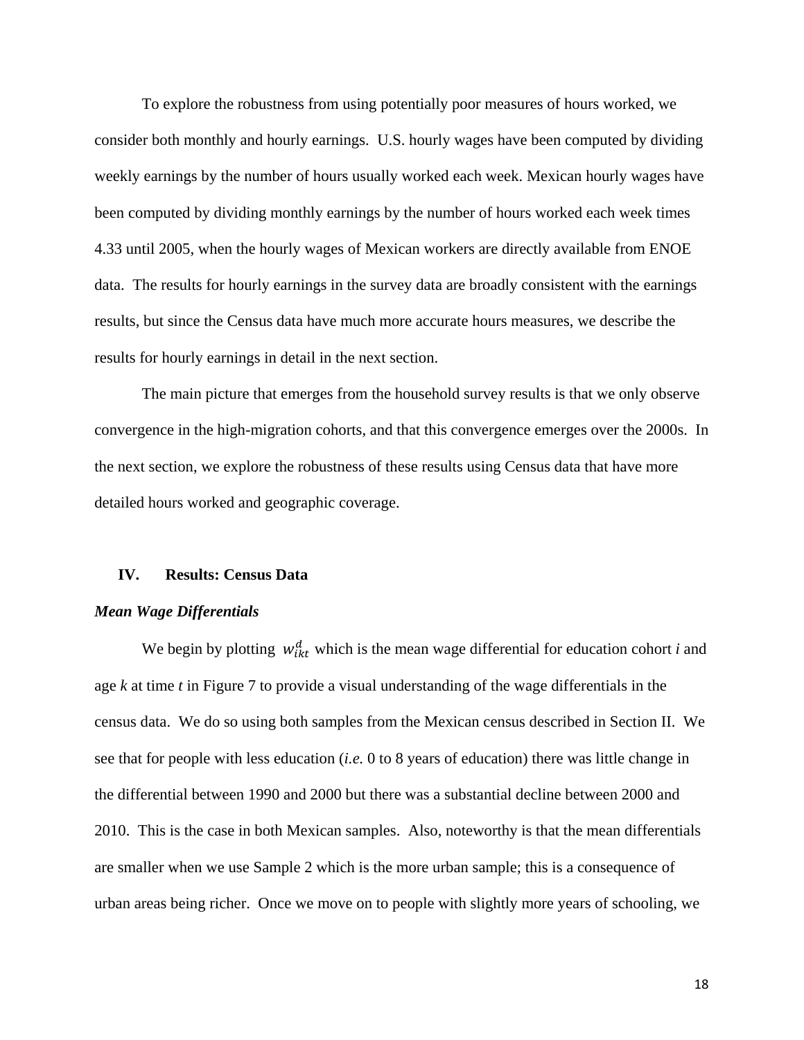To explore the robustness from using potentially poor measures of hours worked, we consider both monthly and hourly earnings. U.S. hourly wages have been computed by dividing weekly earnings by the number of hours usually worked each week. Mexican hourly wages have been computed by dividing monthly earnings by the number of hours worked each week times 4.33 until 2005, when the hourly wages of Mexican workers are directly available from ENOE data. The results for hourly earnings in the survey data are broadly consistent with the earnings results, but since the Census data have much more accurate hours measures, we describe the results for hourly earnings in detail in the next section.

The main picture that emerges from the household survey results is that we only observe convergence in the high-migration cohorts, and that this convergence emerges over the 2000s. In the next section, we explore the robustness of these results using Census data that have more detailed hours worked and geographic coverage.

## IV. Results: Census Data

### *Mean Wage Differentials*

We begin by plotting $w_{ikt}^{d}$ which is the mean wage differential for education cohort *i* and age *k* at time *t* in Figure 7 to provide a visual understanding of the wage differentials in the census data. We do so using both samples from the Mexican census described in Section II. We see that for people with less education (*i.e.* 0 to 8 years of education) there was little change in the differential between 1990 and 2000 but there was a substantial decline between 2000 and 2010. This is the case in both Mexican samples. Also, noteworthy is that the mean differentials are smaller when we use Sample 2 which is the more urban sample; this is a consequence of urban areas being richer. Once we move on to people with slightly more years of schooling, we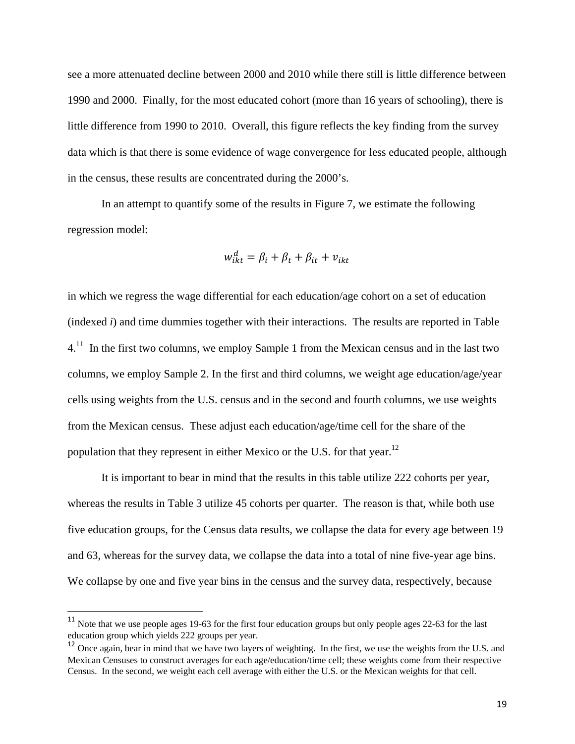see a more attenuated decline between 2000 and 2010 while there still is little difference between 1990 and 2000. Finally, for the most educated cohort (more than 16 years of schooling), there is little difference from 1990 to 2010. Overall, this figure reflects the key finding from the survey data which is that there is some evidence of wage convergence for less educated people, although in the census, these results are concentrated during the 2000's.

In an attempt to quantify some of the results in Figure 7, we estimate the following regression model:

$$w_{ikt}^{d} = \beta_i + \beta_t + \beta_{it} + v_{ikt}$$

in which we regress the wage differential for each education/age cohort on a set of education (indexed *i*) and time dummies together with their interactions. The results are reported in Table 4.[11] In the first two columns, we employ Sample 1 from the Mexican census and in the last two columns, we employ Sample 2. In the first and third columns, we weight age education/age/year cells using weights from the U.S. census and in the second and fourth columns, we use weights from the Mexican census. These adjust each education/age/time cell for the share of the population that they represent in either Mexico or the U.S. for that year.[12]

It is important to bear in mind that the results in this table utilize 222 cohorts per year, whereas the results in Table 3 utilize 45 cohorts per quarter. The reason is that, while both use five education groups, for the Census data results, we collapse the data for every age between 19 and 63, whereas for the survey data, we collapse the data into a total of nine five-year age bins. We collapse by one and five year bins in the census and the survey data, respectively, because

---

[11] Note that we use people ages 19-63 for the first four education groups but only people ages 22-63 for the last education group which yields 222 groups per year.

[12] Once again, bear in mind that we have two layers of weighting. In the first, we use the weights from the U.S. and Mexican Censuses to construct averages for each age/education/time cell; these weights come from their respective Census. In the second, we weight each cell average with either the U.S. or the Mexican weights for that cell.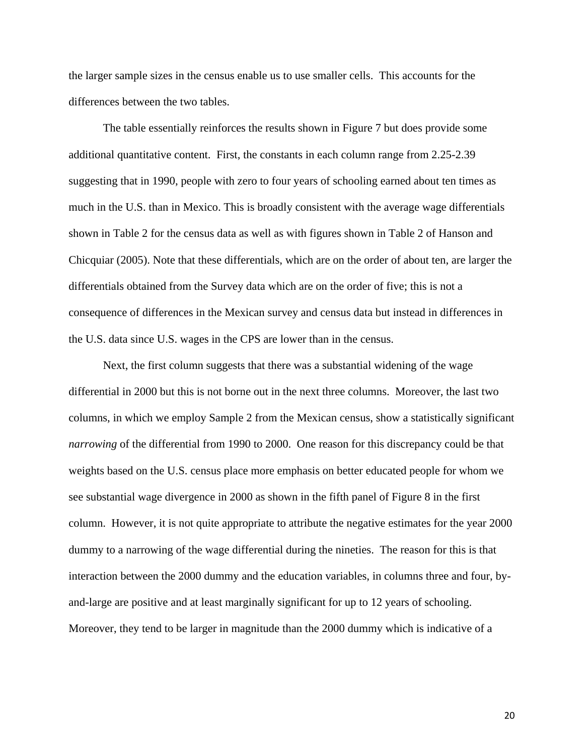the larger sample sizes in the census enable us to use smaller cells. This accounts for the differences between the two tables.

The table essentially reinforces the results shown in Figure 7 but does provide some additional quantitative content. First, the constants in each column range from 2.25-2.39 suggesting that in 1990, people with zero to four years of schooling earned about ten times as much in the U.S. than in Mexico. This is broadly consistent with the average wage differentials shown in Table 2 for the census data as well as with figures shown in Table 2 of Hanson and Chicquiar (2005). Note that these differentials, which are on the order of about ten, are larger the differentials obtained from the Survey data which are on the order of five; this is not a consequence of differences in the Mexican survey and census data but instead in differences in the U.S. data since U.S. wages in the CPS are lower than in the census.

Next, the first column suggests that there was a substantial widening of the wage differential in 2000 but this is not borne out in the next three columns. Moreover, the last two columns, in which we employ Sample 2 from the Mexican census, show a statistically significant *narrowing* of the differential from 1990 to 2000. One reason for this discrepancy could be that weights based on the U.S. census place more emphasis on better educated people for whom we see substantial wage divergence in 2000 as shown in the fifth panel of Figure 8 in the first column. However, it is not quite appropriate to attribute the negative estimates for the year 2000 dummy to a narrowing of the wage differential during the nineties. The reason for this is that interaction between the 2000 dummy and the education variables, in columns three and four, by-and-large are positive and at least marginally significant for up to 12 years of schooling. Moreover, they tend to be larger in magnitude than the 2000 dummy which is indicative of a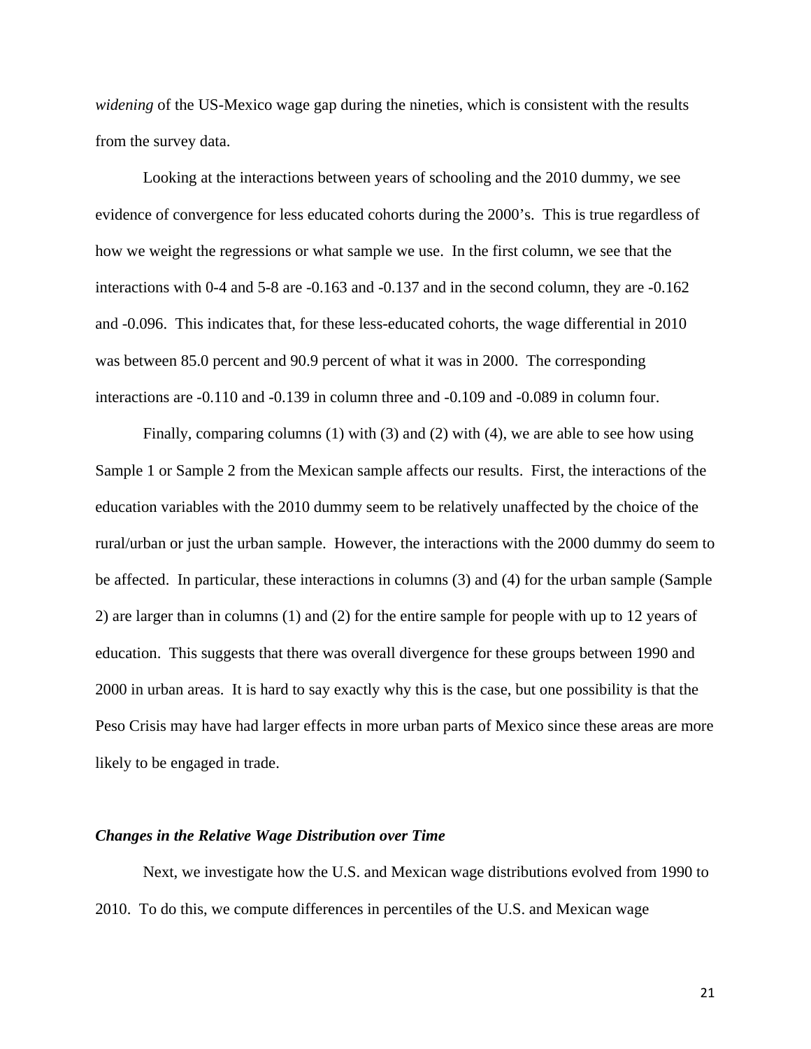*widening* of the US-Mexico wage gap during the nineties, which is consistent with the results from the survey data.

Looking at the interactions between years of schooling and the 2010 dummy, we see evidence of convergence for less educated cohorts during the 2000's. This is true regardless of how we weight the regressions or what sample we use. In the first column, we see that the interactions with 0-4 and 5-8 are -0.163 and -0.137 and in the second column, they are -0.162 and -0.096. This indicates that, for these less-educated cohorts, the wage differential in 2010 was between 85.0 percent and 90.9 percent of what it was in 2000. The corresponding interactions are -0.110 and -0.139 in column three and -0.109 and -0.089 in column four.

Finally, comparing columns (1) with (3) and (2) with (4), we are able to see how using Sample 1 or Sample 2 from the Mexican sample affects our results. First, the interactions of the education variables with the 2010 dummy seem to be relatively unaffected by the choice of the rural/urban or just the urban sample. However, the interactions with the 2000 dummy do seem to be affected. In particular, these interactions in columns (3) and (4) for the urban sample (Sample 2) are larger than in columns (1) and (2) for the entire sample for people with up to 12 years of education. This suggests that there was overall divergence for these groups between 1990 and 2000 in urban areas. It is hard to say exactly why this is the case, but one possibility is that the Peso Crisis may have had larger effects in more urban parts of Mexico since these areas are more likely to be engaged in trade.

***Changes in the Relative Wage Distribution over Time***

Next, we investigate how the U.S. and Mexican wage distributions evolved from 1990 to 2010. To do this, we compute differences in percentiles of the U.S. and Mexican wage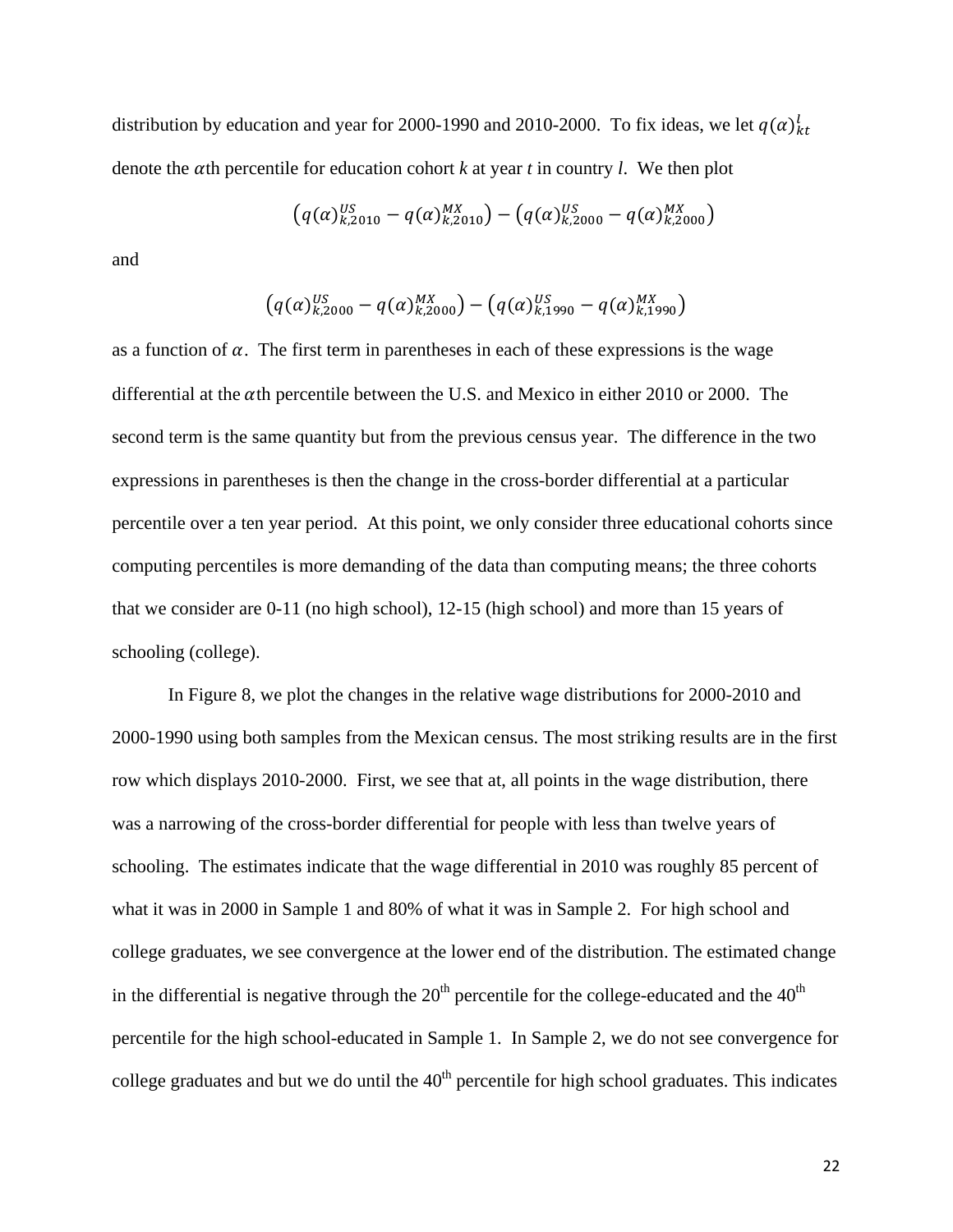distribution by education and year for 2000-1990 and 2010-2000. To fix ideas, we let $q(\alpha)^{l}_{kt}$ denote the $\alpha$th percentile for education cohort *k* at year *t* in country *l*. We then plot

$$\left(q(\alpha)^{US}_{k,2010} - q(\alpha)^{MX}_{k,2010}\right) - \left(q(\alpha)^{US}_{k,2000} - q(\alpha)^{MX}_{k,2000}\right)$$

and

$$\left(q(\alpha)^{US}_{k,2000} - q(\alpha)^{MX}_{k,2000}\right) - \left(q(\alpha)^{US}_{k,1990} - q(\alpha)^{MX}_{k,1990}\right)$$

as a function of $\alpha$. The first term in parentheses in each of these expressions is the wage differential at the $\alpha$th percentile between the U.S. and Mexico in either 2010 or 2000. The second term is the same quantity but from the previous census year. The difference in the two expressions in parentheses is then the change in the cross-border differential at a particular percentile over a ten year period. At this point, we only consider three educational cohorts since computing percentiles is more demanding of the data than computing means; the three cohorts that we consider are 0-11 (no high school), 12-15 (high school) and more than 15 years of schooling (college).

In Figure 8, we plot the changes in the relative wage distributions for 2000-2010 and 2000-1990 using both samples from the Mexican census. The most striking results are in the first row which displays 2010-2000. First, we see that at, all points in the wage distribution, there was a narrowing of the cross-border differential for people with less than twelve years of schooling. The estimates indicate that the wage differential in 2010 was roughly 85 percent of what it was in 2000 in Sample 1 and 80% of what it was in Sample 2. For high school and college graduates, we see convergence at the lower end of the distribution. The estimated change in the differential is negative through the 20th percentile for the college-educated and the 40th percentile for the high school-educated in Sample 1. In Sample 2, we do not see convergence for college graduates and but we do until the 40th percentile for high school graduates. This indicates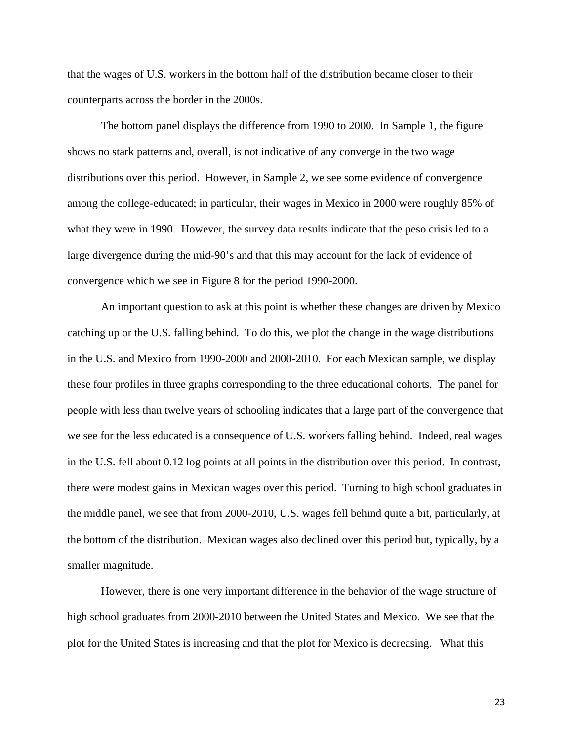that the wages of U.S. workers in the bottom half of the distribution became closer to their counterparts across the border in the 2000s.

The bottom panel displays the difference from 1990 to 2000. In Sample 1, the figure shows no stark patterns and, overall, is not indicative of any converge in the two wage distributions over this period. However, in Sample 2, we see some evidence of convergence among the college-educated; in particular, their wages in Mexico in 2000 were roughly 85% of what they were in 1990. However, the survey data results indicate that the peso crisis led to a large divergence during the mid-90's and that this may account for the lack of evidence of convergence which we see in Figure 8 for the period 1990-2000.

An important question to ask at this point is whether these changes are driven by Mexico catching up or the U.S. falling behind. To do this, we plot the change in the wage distributions in the U.S. and Mexico from 1990-2000 and 2000-2010. For each Mexican sample, we display these four profiles in three graphs corresponding to the three educational cohorts. The panel for people with less than twelve years of schooling indicates that a large part of the convergence that we see for the less educated is a consequence of U.S. workers falling behind. Indeed, real wages in the U.S. fell about 0.12 log points at all points in the distribution over this period. In contrast, there were modest gains in Mexican wages over this period. Turning to high school graduates in the middle panel, we see that from 2000-2010, U.S. wages fell behind quite a bit, particularly, at the bottom of the distribution. Mexican wages also declined over this period but, typically, by a smaller magnitude.

However, there is one very important difference in the behavior of the wage structure of high school graduates from 2000-2010 between the United States and Mexico. We see that the plot for the United States is increasing and that the plot for Mexico is decreasing. What this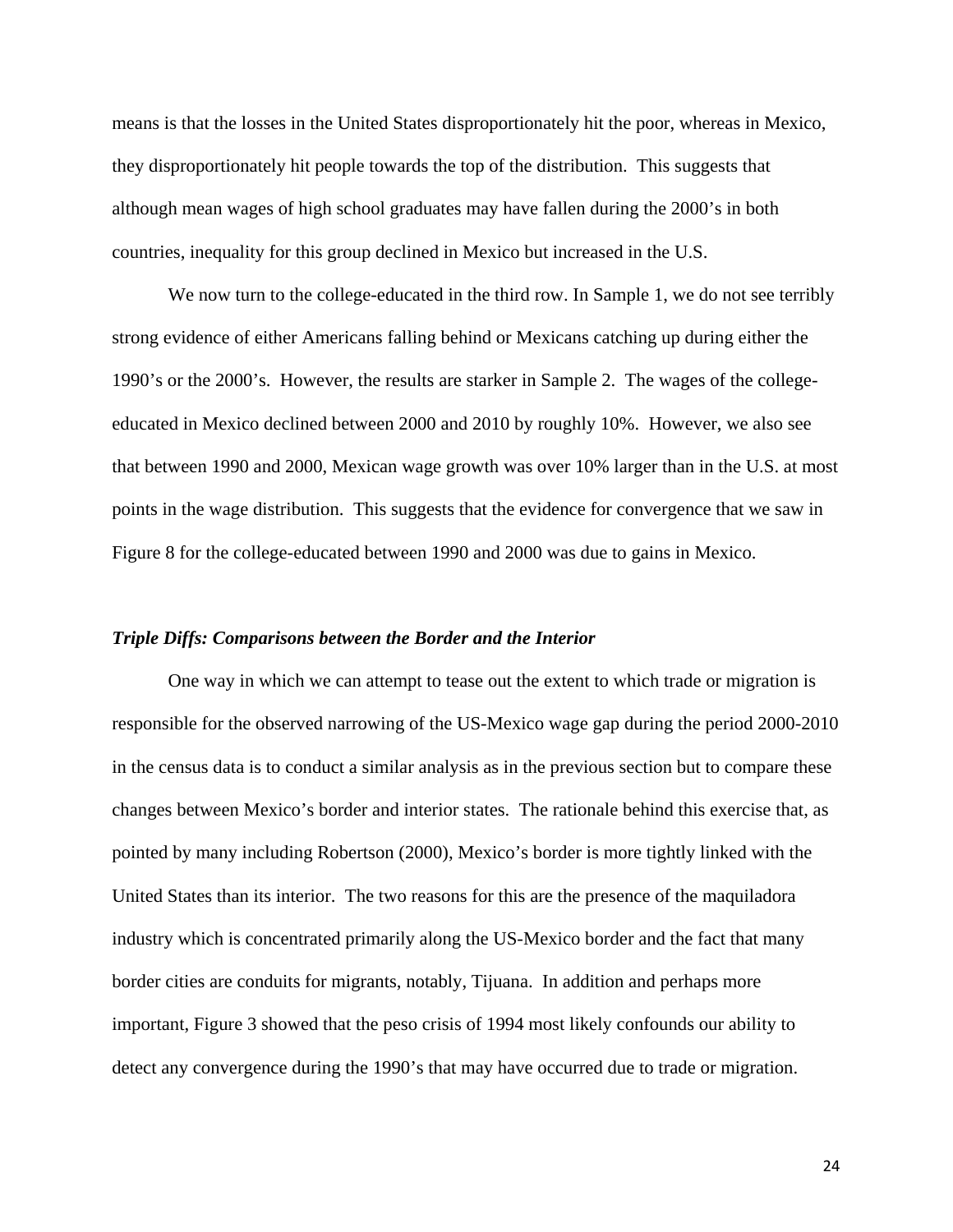means is that the losses in the United States disproportionately hit the poor, whereas in Mexico, they disproportionately hit people towards the top of the distribution. This suggests that although mean wages of high school graduates may have fallen during the 2000's in both countries, inequality for this group declined in Mexico but increased in the U.S.

We now turn to the college-educated in the third row. In Sample 1, we do not see terribly strong evidence of either Americans falling behind or Mexicans catching up during either the 1990's or the 2000's. However, the results are starker in Sample 2. The wages of the college-educated in Mexico declined between 2000 and 2010 by roughly 10%. However, we also see that between 1990 and 2000, Mexican wage growth was over 10% larger than in the U.S. at most points in the wage distribution. This suggests that the evidence for convergence that we saw in Figure 8 for the college-educated between 1990 and 2000 was due to gains in Mexico.

### *Triple Diffs: Comparisons between the Border and the Interior*

One way in which we can attempt to tease out the extent to which trade or migration is responsible for the observed narrowing of the US-Mexico wage gap during the period 2000-2010 in the census data is to conduct a similar analysis as in the previous section but to compare these changes between Mexico's border and interior states. The rationale behind this exercise that, as pointed by many including Robertson (2000), Mexico's border is more tightly linked with the United States than its interior. The two reasons for this are the presence of the maquiladora industry which is concentrated primarily along the US-Mexico border and the fact that many border cities are conduits for migrants, notably, Tijuana. In addition and perhaps more important, Figure 3 showed that the peso crisis of 1994 most likely confounds our ability to detect any convergence during the 1990's that may have occurred due to trade or migration.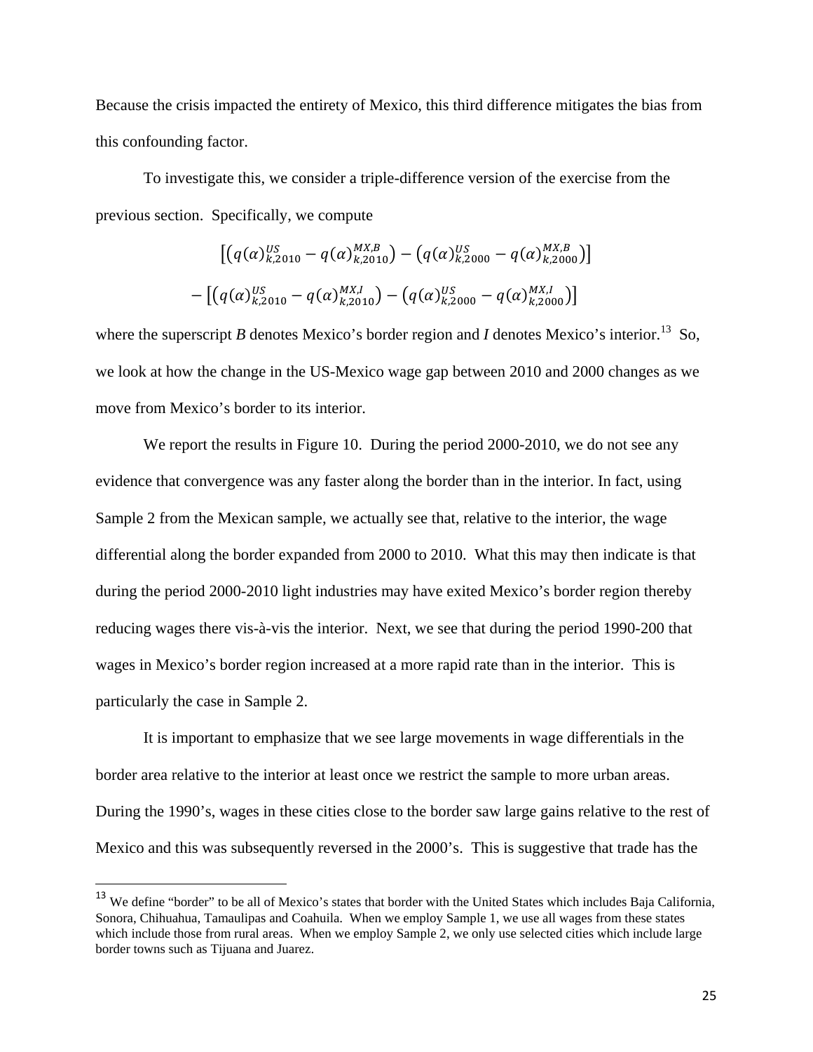Because the crisis impacted the entirety of Mexico, this third difference mitigates the bias from this confounding factor.

To investigate this, we consider a triple-difference version of the exercise from the previous section. Specifically, we compute

$$\left[\left(q(\alpha)^{US}_{k,2010} - q(\alpha)^{MX,B}_{k,2010}\right) - \left(q(\alpha)^{US}_{k,2000} - q(\alpha)^{MX,B}_{k,2000}\right)\right]$$
$$- \left[\left(q(\alpha)^{US}_{k,2010} - q(\alpha)^{MX,I}_{k,2010}\right) - \left(q(\alpha)^{US}_{k,2000} - q(\alpha)^{MX,I}_{k,2000}\right)\right]$$

where the superscript *B* denotes Mexico's border region and *I* denotes Mexico's interior.[13] So, we look at how the change in the US-Mexico wage gap between 2010 and 2000 changes as we move from Mexico's border to its interior.

We report the results in Figure 10. During the period 2000-2010, we do not see any evidence that convergence was any faster along the border than in the interior. In fact, using Sample 2 from the Mexican sample, we actually see that, relative to the interior, the wage differential along the border expanded from 2000 to 2010. What this may then indicate is that during the period 2000-2010 light industries may have exited Mexico's border region thereby reducing wages there vis-à-vis the interior. Next, we see that during the period 1990-200 that wages in Mexico's border region increased at a more rapid rate than in the interior. This is particularly the case in Sample 2.

It is important to emphasize that we see large movements in wage differentials in the border area relative to the interior at least once we restrict the sample to more urban areas. During the 1990's, wages in these cities close to the border saw large gains relative to the rest of Mexico and this was subsequently reversed in the 2000's. This is suggestive that trade has the

[13] We define "border" to be all of Mexico's states that border with the United States which includes Baja California, Sonora, Chihuahua, Tamaulipas and Coahuila. When we employ Sample 1, we use all wages from these states which include those from rural areas. When we employ Sample 2, we only use selected cities which include large border towns such as Tijuana and Juarez.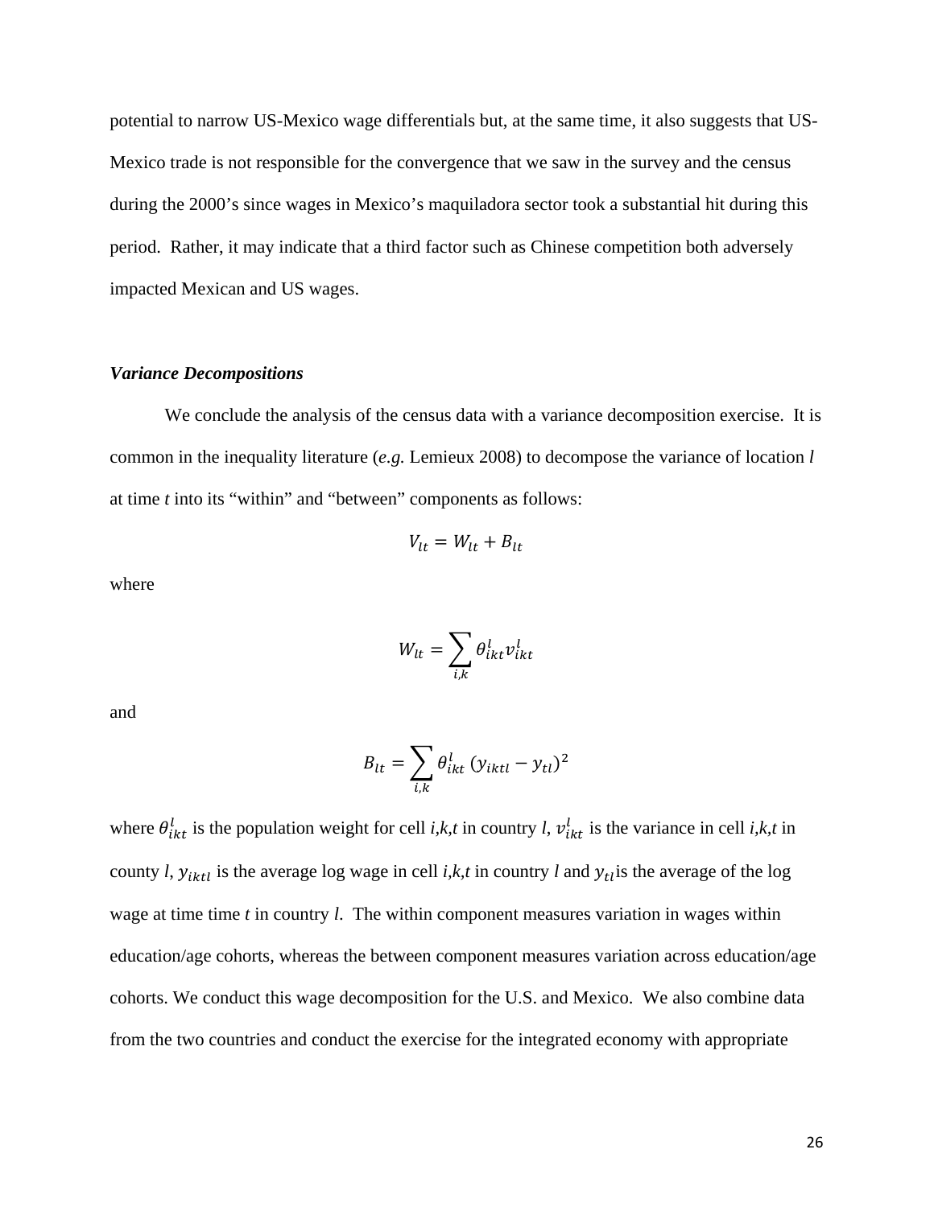potential to narrow US-Mexico wage differentials but, at the same time, it also suggests that US-Mexico trade is not responsible for the convergence that we saw in the survey and the census during the 2000's since wages in Mexico's maquiladora sector took a substantial hit during this period. Rather, it may indicate that a third factor such as Chinese competition both adversely impacted Mexican and US wages.

### *Variance Decompositions*

We conclude the analysis of the census data with a variance decomposition exercise. It is common in the inequality literature (*e.g.* Lemieux 2008) to decompose the variance of location *l* at time *t* into its "within" and "between" components as follows:

$$V_{lt} = W_{lt} + B_{lt}$$

where

$$W_{lt} = \sum_{i,k} \theta_{ikt}^{l} v_{ikt}^{l}$$

and

$$B_{lt} = \sum_{i,k} \theta_{ikt}^{l} \left(y_{iktl} - y_{tl}\right)^2$$

where $\theta_{ikt}^{l}$ is the population weight for cell *i,k,t* in country *l*, $v_{ikt}^{l}$ is the variance in cell *i,k,t* in county *l*, $y_{iktl}$ is the average log wage in cell *i,k,t* in country *l* and $y_{tl}$ is the average of the log wage at time time *t* in country *l*. The within component measures variation in wages within education/age cohorts, whereas the between component measures variation across education/age cohorts. We conduct this wage decomposition for the U.S. and Mexico. We also combine data from the two countries and conduct the exercise for the integrated economy with appropriate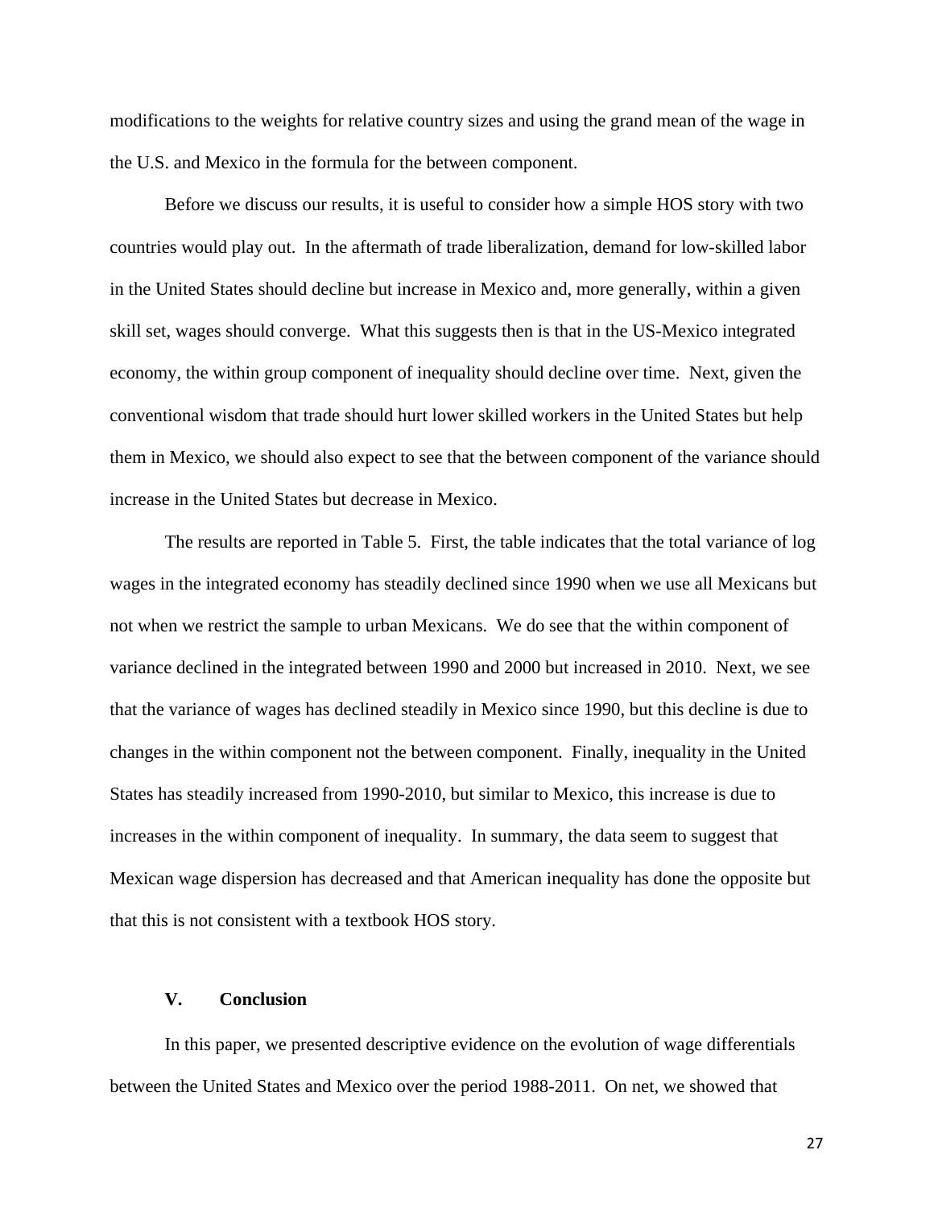modifications to the weights for relative country sizes and using the grand mean of the wage in the U.S. and Mexico in the formula for the between component.

Before we discuss our results, it is useful to consider how a simple HOS story with two countries would play out. In the aftermath of trade liberalization, demand for low-skilled labor in the United States should decline but increase in Mexico and, more generally, within a given skill set, wages should converge. What this suggests then is that in the US-Mexico integrated economy, the within group component of inequality should decline over time. Next, given the conventional wisdom that trade should hurt lower skilled workers in the United States but help them in Mexico, we should also expect to see that the between component of the variance should increase in the United States but decrease in Mexico.

The results are reported in Table 5. First, the table indicates that the total variance of log wages in the integrated economy has steadily declined since 1990 when we use all Mexicans but not when we restrict the sample to urban Mexicans. We do see that the within component of variance declined in the integrated between 1990 and 2000 but increased in 2010. Next, we see that the variance of wages has declined steadily in Mexico since 1990, but this decline is due to changes in the within component not the between component. Finally, inequality in the United States has steadily increased from 1990-2010, but similar to Mexico, this increase is due to increases in the within component of inequality. In summary, the data seem to suggest that Mexican wage dispersion has decreased and that American inequality has done the opposite but that this is not consistent with a textbook HOS story.

## V. Conclusion

In this paper, we presented descriptive evidence on the evolution of wage differentials between the United States and Mexico over the period 1988-2011. On net, we showed that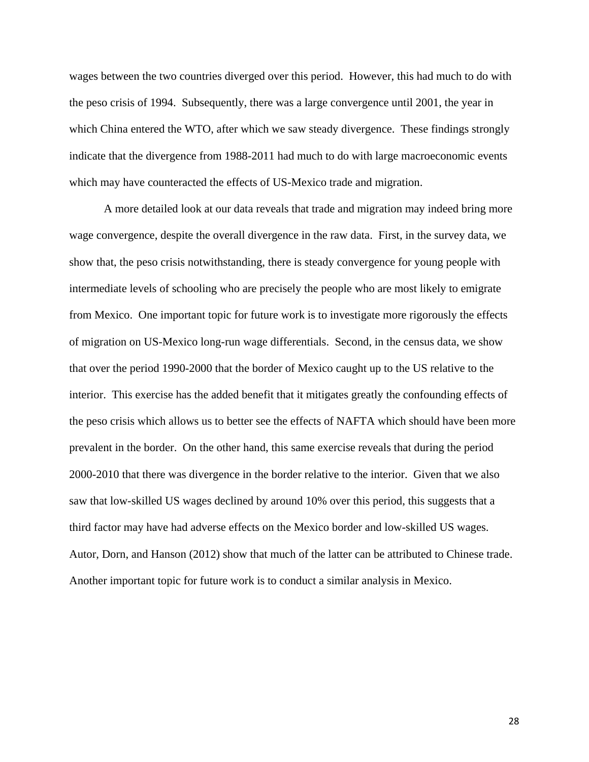wages between the two countries diverged over this period. However, this had much to do with the peso crisis of 1994. Subsequently, there was a large convergence until 2001, the year in which China entered the WTO, after which we saw steady divergence. These findings strongly indicate that the divergence from 1988-2011 had much to do with large macroeconomic events which may have counteracted the effects of US-Mexico trade and migration.

A more detailed look at our data reveals that trade and migration may indeed bring more wage convergence, despite the overall divergence in the raw data. First, in the survey data, we show that, the peso crisis notwithstanding, there is steady convergence for young people with intermediate levels of schooling who are precisely the people who are most likely to emigrate from Mexico. One important topic for future work is to investigate more rigorously the effects of migration on US-Mexico long-run wage differentials. Second, in the census data, we show that over the period 1990-2000 that the border of Mexico caught up to the US relative to the interior. This exercise has the added benefit that it mitigates greatly the confounding effects of the peso crisis which allows us to better see the effects of NAFTA which should have been more prevalent in the border. On the other hand, this same exercise reveals that during the period 2000-2010 that there was divergence in the border relative to the interior. Given that we also saw that low-skilled US wages declined by around 10% over this period, this suggests that a third factor may have had adverse effects on the Mexico border and low-skilled US wages. Autor, Dorn, and Hanson (2012) show that much of the latter can be attributed to Chinese trade. Another important topic for future work is to conduct a similar analysis in Mexico.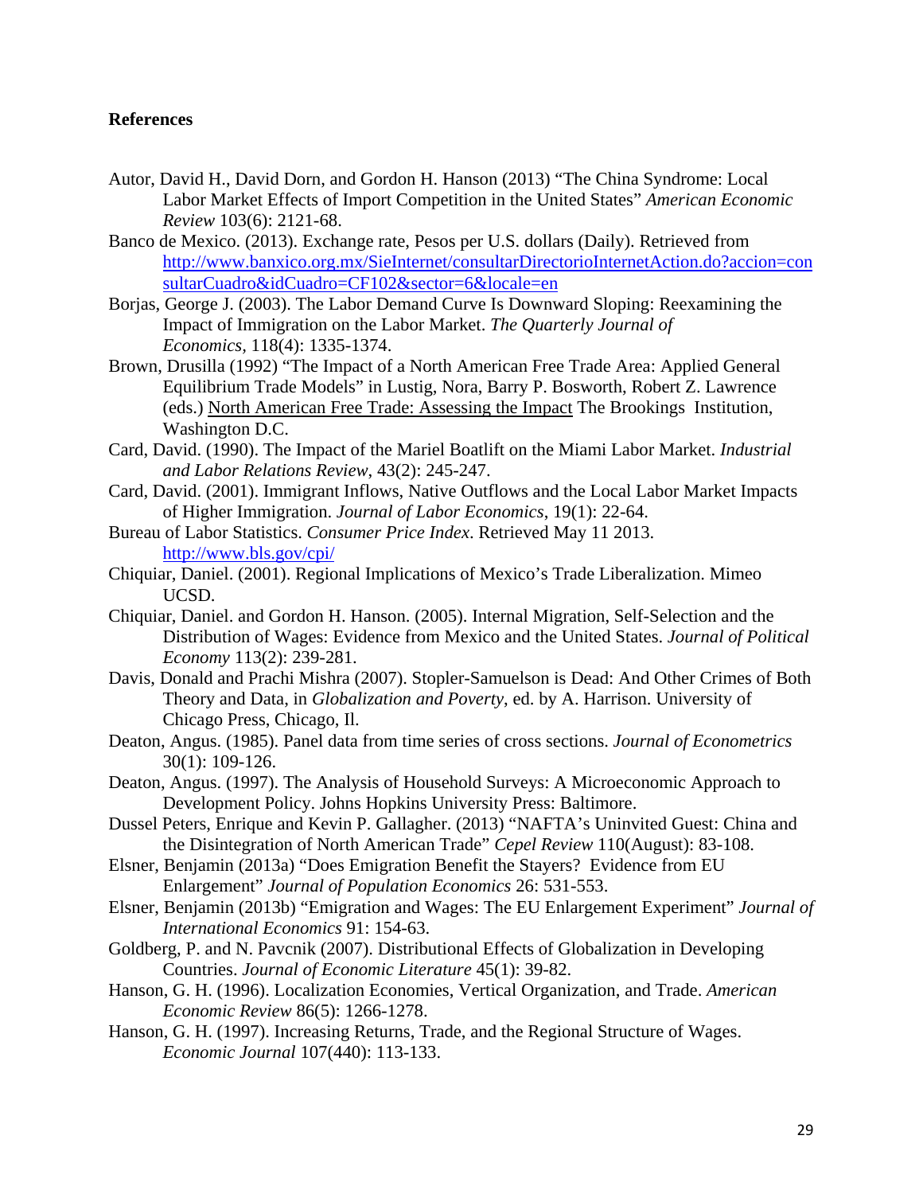**References**

Autor, David H., David Dorn, and Gordon H. Hanson (2013) "The China Syndrome: Local Labor Market Effects of Import Competition in the United States" *American Economic Review* 103(6): 2121-68.

Banco de Mexico. (2013). Exchange rate, Pesos per U.S. dollars (Daily). Retrieved from http://www.banxico.org.mx/SieInternet/consultarDirectorioInternetAction.do?accion=consultarCuadro&idCuadro=CF102&sector=6&locale=en

Borjas, George J. (2003). The Labor Demand Curve Is Downward Sloping: Reexamining the Impact of Immigration on the Labor Market. *The Quarterly Journal of Economics*, 118(4): 1335-1374.

Brown, Drusilla (1992) "The Impact of a North American Free Trade Area: Applied General Equilibrium Trade Models" in Lustig, Nora, Barry P. Bosworth, Robert Z. Lawrence (eds.) North American Free Trade: Assessing the Impact The Brookings Institution, Washington D.C.

Card, David. (1990). The Impact of the Mariel Boatlift on the Miami Labor Market. *Industrial and Labor Relations Review*, 43(2): 245-247.

Card, David. (2001). Immigrant Inflows, Native Outflows and the Local Labor Market Impacts of Higher Immigration. *Journal of Labor Economics*, 19(1): 22-64.

Bureau of Labor Statistics. *Consumer Price Index*. Retrieved May 11 2013. http://www.bls.gov/cpi/

Chiquiar, Daniel. (2001). Regional Implications of Mexico's Trade Liberalization. Mimeo UCSD.

Chiquiar, Daniel. and Gordon H. Hanson. (2005). Internal Migration, Self-Selection and the Distribution of Wages: Evidence from Mexico and the United States. *Journal of Political Economy* 113(2): 239-281.

Davis, Donald and Prachi Mishra (2007). Stopler-Samuelson is Dead: And Other Crimes of Both Theory and Data, in *Globalization and Poverty*, ed. by A. Harrison. University of Chicago Press, Chicago, Il.

Deaton, Angus. (1985). Panel data from time series of cross sections. *Journal of Econometrics* 30(1): 109-126.

Deaton, Angus. (1997). The Analysis of Household Surveys: A Microeconomic Approach to Development Policy. Johns Hopkins University Press: Baltimore.

Dussel Peters, Enrique and Kevin P. Gallagher. (2013) "NAFTA's Uninvited Guest: China and the Disintegration of North American Trade" *Cepel Review* 110(August): 83-108.

Elsner, Benjamin (2013a) "Does Emigration Benefit the Stayers? Evidence from EU Enlargement" *Journal of Population Economics* 26: 531-553.

Elsner, Benjamin (2013b) "Emigration and Wages: The EU Enlargement Experiment" *Journal of International Economics* 91: 154-63.

Goldberg, P. and N. Pavcnik (2007). Distributional Effects of Globalization in Developing Countries. *Journal of Economic Literature* 45(1): 39-82.

Hanson, G. H. (1996). Localization Economies, Vertical Organization, and Trade. *American Economic Review* 86(5): 1266-1278.

Hanson, G. H. (1997). Increasing Returns, Trade, and the Regional Structure of Wages. *Economic Journal* 107(440): 113-133.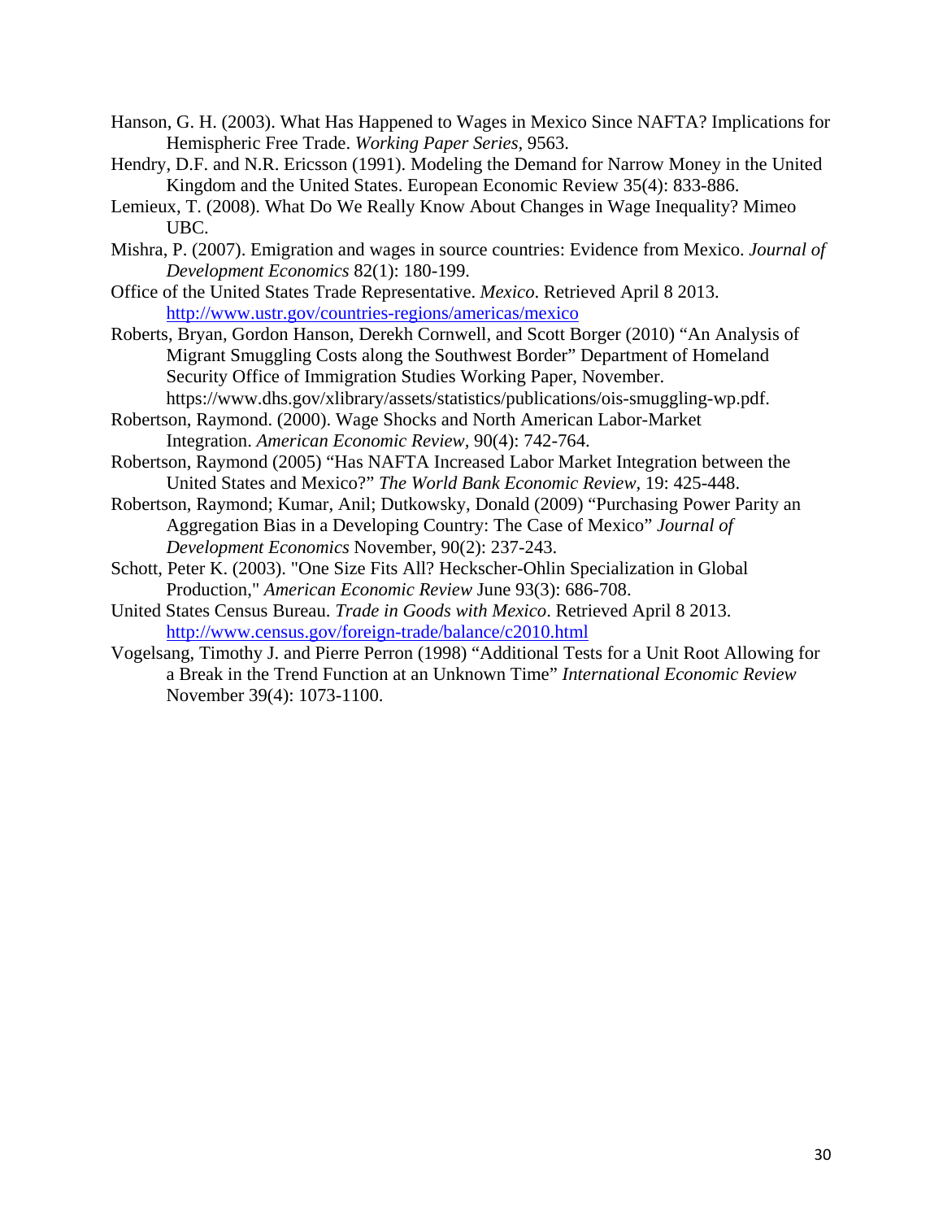Hanson, G. H. (2003). What Has Happened to Wages in Mexico Since NAFTA? Implications for Hemispheric Free Trade. *Working Paper Series,* 9563.

Hendry, D.F. and N.R. Ericsson (1991). Modeling the Demand for Narrow Money in the United Kingdom and the United States. European Economic Review 35(4): 833-886.

Lemieux, T. (2008). What Do We Really Know About Changes in Wage Inequality? Mimeo UBC.

Mishra, P. (2007). Emigration and wages in source countries: Evidence from Mexico. *Journal of Development Economics* 82(1): 180-199.

Office of the United States Trade Representative. *Mexico*. Retrieved April 8 2013. http://www.ustr.gov/countries-regions/americas/mexico

Roberts, Bryan, Gordon Hanson, Derekh Cornwell, and Scott Borger (2010) "An Analysis of Migrant Smuggling Costs along the Southwest Border" Department of Homeland Security Office of Immigration Studies Working Paper, November. https://www.dhs.gov/xlibrary/assets/statistics/publications/ois-smuggling-wp.pdf.

Robertson, Raymond. (2000). Wage Shocks and North American Labor-Market Integration. *American Economic Review,* 90(4): 742-764.

Robertson, Raymond (2005) "Has NAFTA Increased Labor Market Integration between the United States and Mexico?" *The World Bank Economic Review*, 19: 425-448.

Robertson, Raymond; Kumar, Anil; Dutkowsky, Donald (2009) "Purchasing Power Parity an Aggregation Bias in a Developing Country: The Case of Mexico" *Journal of Development Economics* November, 90(2): 237-243.

Schott, Peter K. (2003). "One Size Fits All? Heckscher-Ohlin Specialization in Global Production," *American Economic Review* June 93(3): 686-708.

United States Census Bureau. *Trade in Goods with Mexico*. Retrieved April 8 2013. http://www.census.gov/foreign-trade/balance/c2010.html

Vogelsang, Timothy J. and Pierre Perron (1998) "Additional Tests for a Unit Root Allowing for a Break in the Trend Function at an Unknown Time" *International Economic Review* November 39(4): 1073-1100.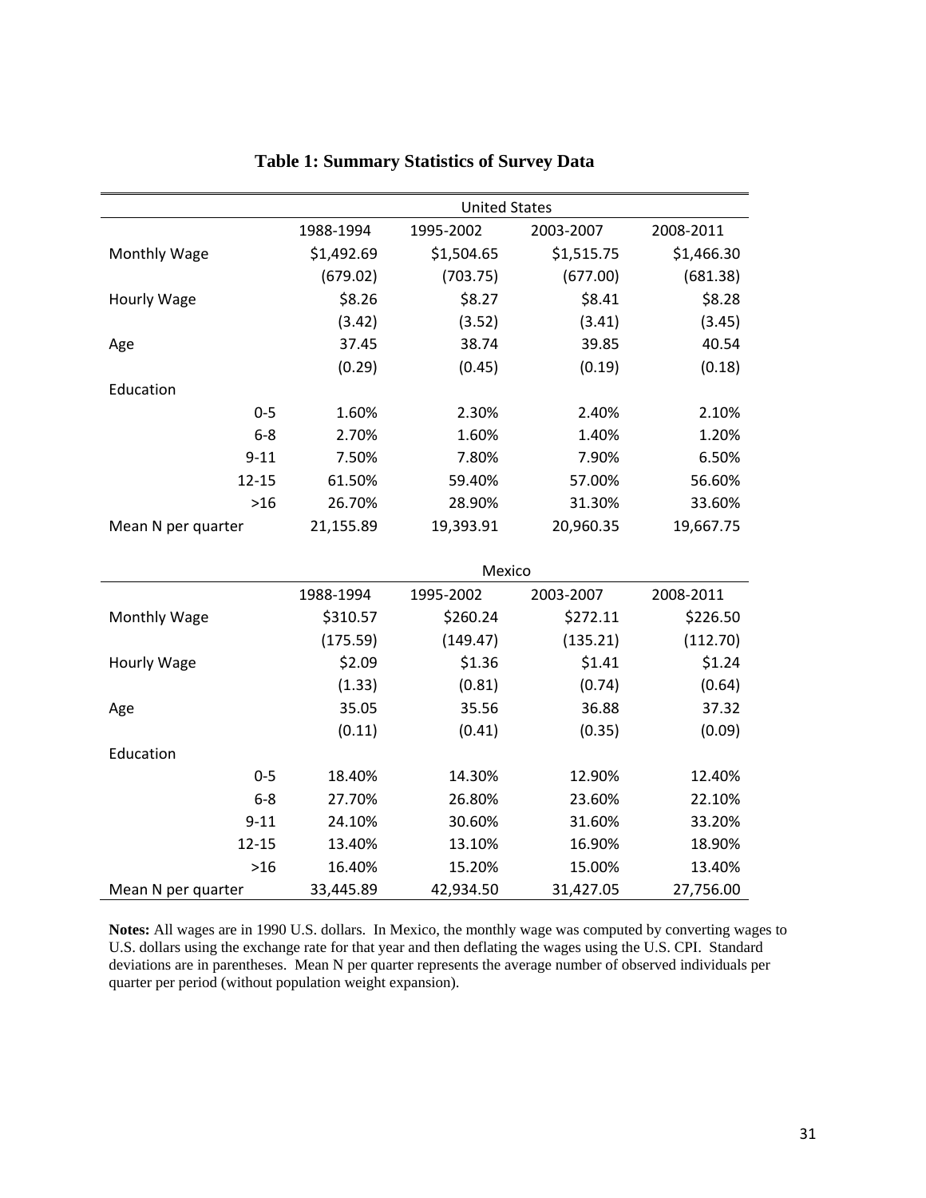**Table 1: Summary Statistics of Survey Data**

| | | United States | | | |
|---|---|---|---|---|---|
| | | 1988-1994 | 1995-2002 | 2003-2007 | 2008-2011 |
| Monthly Wage | | $1,492.69 | $1,504.65 | $1,515.75 | $1,466.30 |
| | | (679.02) | (703.75) | (677.00) | (681.38) |
| Hourly Wage | | $8.26 | $8.27 | $8.41 | $8.28 |
| | | (3.42) | (3.52) | (3.41) | (3.45) |
| Age | | 37.45 | 38.74 | 39.85 | 40.54 |
| | | (0.29) | (0.45) | (0.19) | (0.18) |
| Education | | | | | |
| | 0-5 | 1.60% | 2.30% | 2.40% | 2.10% |
| | 6-8 | 2.70% | 1.60% | 1.40% | 1.20% |
| | 9-11 | 7.50% | 7.80% | 7.90% | 6.50% |
| | 12-15 | 61.50% | 59.40% | 57.00% | 56.60% |
| | >16 | 26.70% | 28.90% | 31.30% | 33.60% |
| Mean N per quarter | | 21,155.89 | 19,393.91 | 20,960.35 | 19,667.75 |

| | | Mexico | | | |
|---|---|---|---|---|---|
| | | 1988-1994 | 1995-2002 | 2003-2007 | 2008-2011 |
| Monthly Wage | | $310.57 | $260.24 | $272.11 | $226.50 |
| | | (175.59) | (149.47) | (135.21) | (112.70) |
| Hourly Wage | | $2.09 | $1.36 | $1.41 | $1.24 |
| | | (1.33) | (0.81) | (0.74) | (0.64) |
| Age | | 35.05 | 35.56 | 36.88 | 37.32 |
| | | (0.11) | (0.41) | (0.35) | (0.09) |
| Education | | | | | |
| | 0-5 | 18.40% | 14.30% | 12.90% | 12.40% |
| | 6-8 | 27.70% | 26.80% | 23.60% | 22.10% |
| | 9-11 | 24.10% | 30.60% | 31.60% | 33.20% |
| | 12-15 | 13.40% | 13.10% | 16.90% | 18.90% |
| | >16 | 16.40% | 15.20% | 15.00% | 13.40% |
| Mean N per quarter | | 33,445.89 | 42,934.50 | 31,427.05 | 27,756.00 |

**Notes:** All wages are in 1990 U.S. dollars. In Mexico, the monthly wage was computed by converting wages to U.S. dollars using the exchange rate for that year and then deflating the wages using the U.S. CPI. Standard deviations are in parentheses. Mean N per quarter represents the average number of observed individuals per quarter per period (without population weight expansion).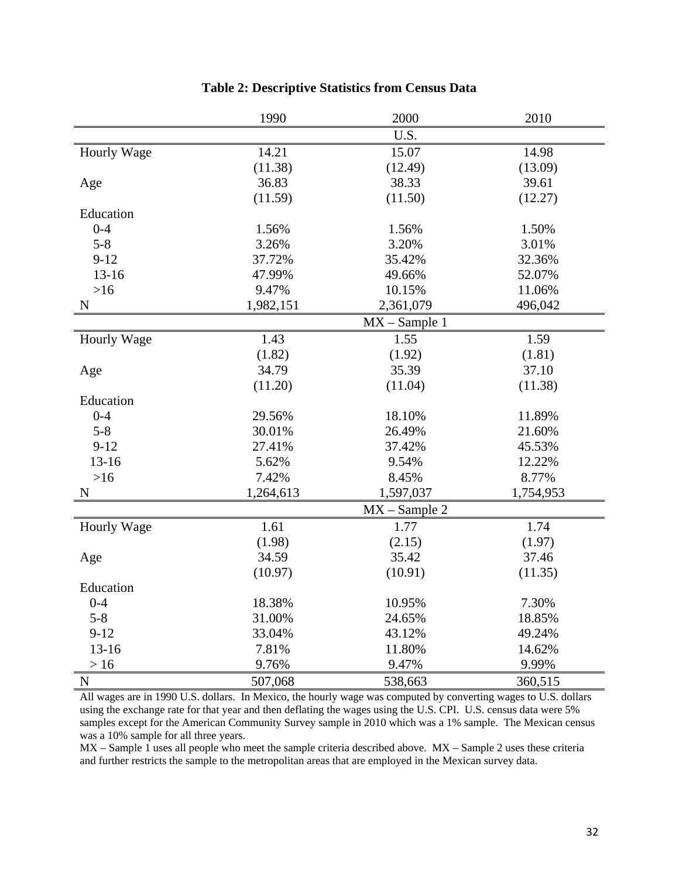**Table 2: Descriptive Statistics from Census Data**

| | 1990 | 2000 | 2010 |
|---|---|---|---|
| | | U.S. | |
| Hourly Wage | 14.21 | 15.07 | 14.98 |
| | (11.38) | (12.49) | (13.09) |
| Age | 36.83 | 38.33 | 39.61 |
| | (11.59) | (11.50) | (12.27) |
| Education | | | |
| 0-4 | 1.56% | 1.56% | 1.50% |
| 5-8 | 3.26% | 3.20% | 3.01% |
| 9-12 | 37.72% | 35.42% | 32.36% |
| 13-16 | 47.99% | 49.66% | 52.07% |
| >16 | 9.47% | 10.15% | 11.06% |
| N | 1,982,151 | 2,361,079 | 496,042 |
| | | MX – Sample 1 | |
| Hourly Wage | 1.43 | 1.55 | 1.59 |
| | (1.82) | (1.92) | (1.81) |
| Age | 34.79 | 35.39 | 37.10 |
| | (11.20) | (11.04) | (11.38) |
| Education | | | |
| 0-4 | 29.56% | 18.10% | 11.89% |
| 5-8 | 30.01% | 26.49% | 21.60% |
| 9-12 | 27.41% | 37.42% | 45.53% |
| 13-16 | 5.62% | 9.54% | 12.22% |
| >16 | 7.42% | 8.45% | 8.77% |
| N | 1,264,613 | 1,597,037 | 1,754,953 |
| | | MX – Sample 2 | |
| Hourly Wage | 1.61 | 1.77 | 1.74 |
| | (1.98) | (2.15) | (1.97) |
| Age | 34.59 | 35.42 | 37.46 |
| | (10.97) | (10.91) | (11.35) |
| Education | | | |
| 0-4 | 18.38% | 10.95% | 7.30% |
| 5-8 | 31.00% | 24.65% | 18.85% |
| 9-12 | 33.04% | 43.12% | 49.24% |
| 13-16 | 7.81% | 11.80% | 14.62% |
| > 16 | 9.76% | 9.47% | 9.99% |
| N | 507,068 | 538,663 | 360,515 |

All wages are in 1990 U.S. dollars. In Mexico, the hourly wage was computed by converting wages to U.S. dollars using the exchange rate for that year and then deflating the wages using the U.S. CPI. U.S. census data were 5% samples except for the American Community Survey sample in 2010 which was a 1% sample. The Mexican census was a 10% sample for all three years.

MX – Sample 1 uses all people who meet the sample criteria described above. MX – Sample 2 uses these criteria and further restricts the sample to the metropolitan areas that are employed in the Mexican survey data.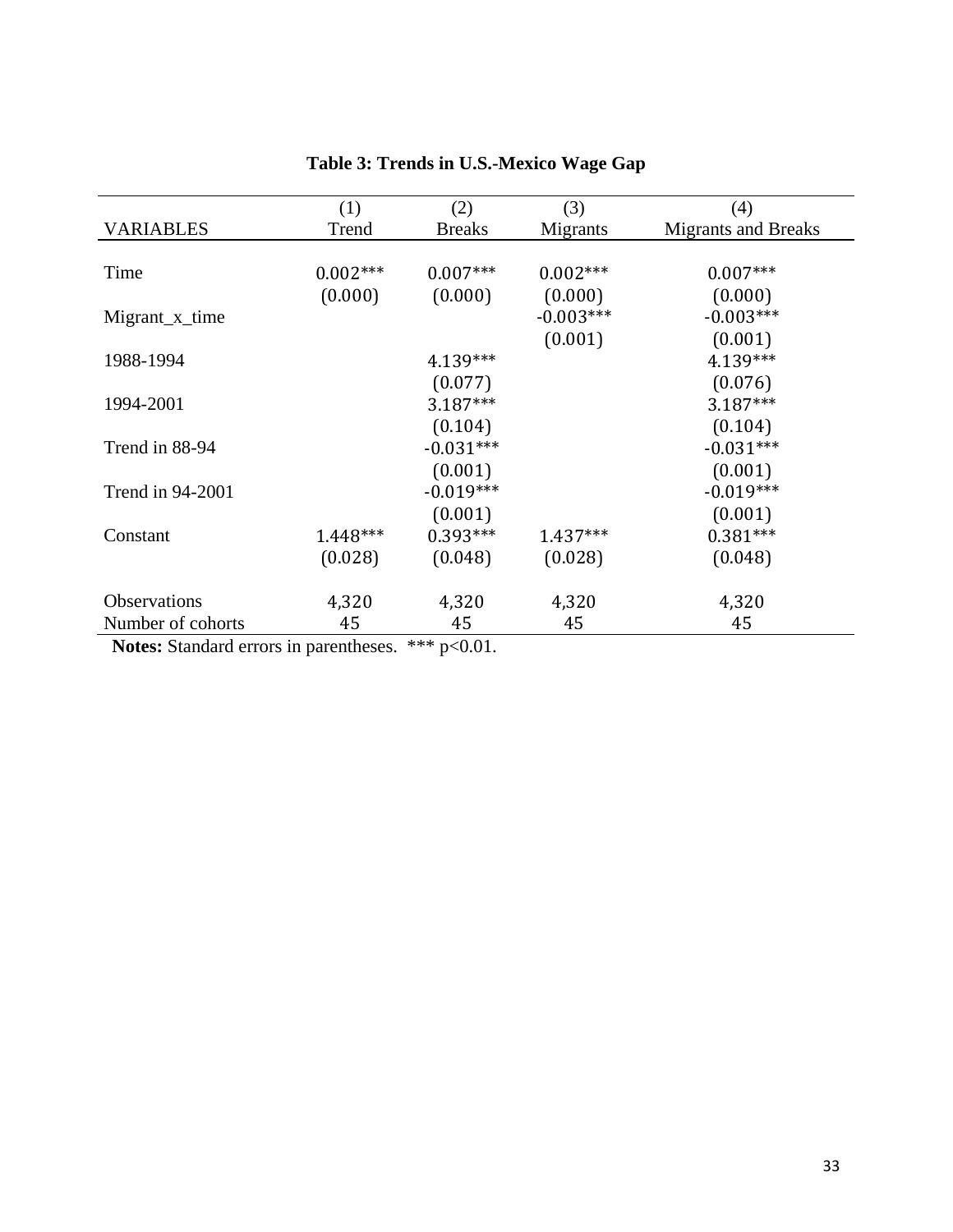**Table 3: Trends in U.S.-Mexico Wage Gap**

| VARIABLES | (1)<br>Trend | (2)<br>Breaks | (3)<br>Migrants | (4)<br>Migrants and Breaks |
|---|---|---|---|---|
| Time | 0.002*** | 0.007*** | 0.002*** | 0.007*** |
| | (0.000) | (0.000) | (0.000) | (0.000) |
| Migrant_x_time | | | -0.003*** | -0.003*** |
| | | | (0.001) | (0.001) |
| 1988-1994 | | 4.139*** | | 4.139*** |
| | | (0.077) | | (0.076) |
| 1994-2001 | | 3.187*** | | 3.187*** |
| | | (0.104) | | (0.104) |
| Trend in 88-94 | | -0.031*** | | -0.031*** |
| | | (0.001) | | (0.001) |
| Trend in 94-2001 | | -0.019*** | | -0.019*** |
| | | (0.001) | | (0.001) |
| Constant | 1.448*** | 0.393*** | 1.437*** | 0.381*** |
| | (0.028) | (0.048) | (0.028) | (0.048) |
| Observations | 4,320 | 4,320 | 4,320 | 4,320 |
| Number of cohorts | 45 | 45 | 45 | 45 |

**Notes:** Standard errors in parentheses. *** $p<0.01$.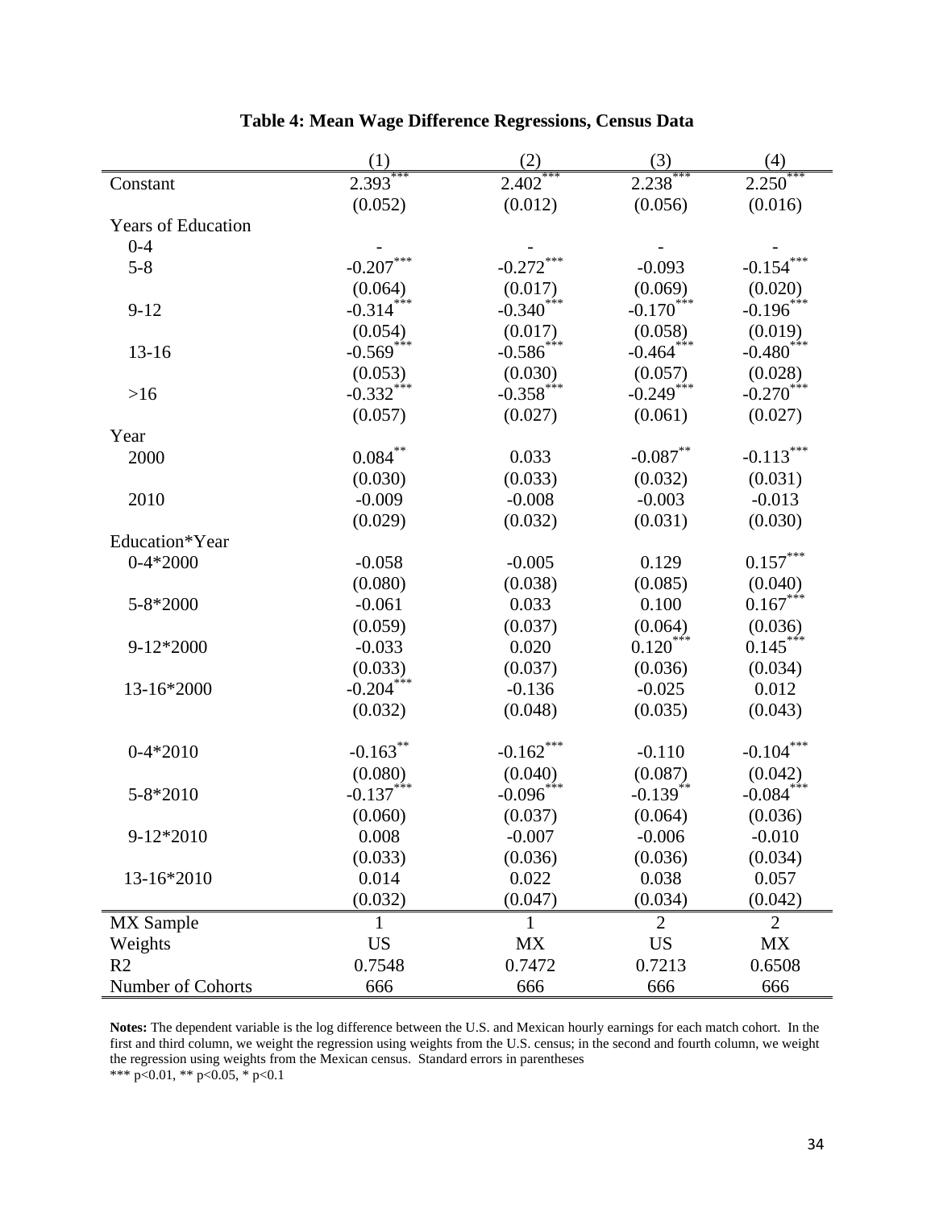**Table 4: Mean Wage Difference Regressions, Census Data**

| | (1) | (2) | (3) | (4) |
|---|---|---|---|---|
| Constant | 2.393*** | 2.402*** | 2.238*** | 2.250*** |
| | (0.052) | (0.012) | (0.056) | (0.016) |
| Years of Education | | | | |
| 0-4 | - | - | - | - |
| 5-8 | -0.207*** | -0.272*** | -0.093 | -0.154*** |
| | (0.064) | (0.017) | (0.069) | (0.020) |
| 9-12 | -0.314*** | -0.340*** | -0.170*** | -0.196*** |
| | (0.054) | (0.017) | (0.058) | (0.019) |
| 13-16 | -0.569*** | -0.586*** | -0.464*** | -0.480*** |
| | (0.053) | (0.030) | (0.057) | (0.028) |
| >16 | -0.332*** | -0.358*** | -0.249*** | -0.270*** |
| | (0.057) | (0.027) | (0.061) | (0.027) |
| Year | | | | |
| 2000 | 0.084** | 0.033 | -0.087** | -0.113*** |
| | (0.030) | (0.033) | (0.032) | (0.031) |
| 2010 | -0.009 | -0.008 | -0.003 | -0.013 |
| | (0.029) | (0.032) | (0.031) | (0.030) |
| Education*Year | | | | |
| 0-4*2000 | -0.058 | -0.005 | 0.129 | 0.157*** |
| | (0.080) | (0.038) | (0.085) | (0.040) |
| 5-8*2000 | -0.061 | 0.033 | 0.100 | 0.167*** |
| | (0.059) | (0.037) | (0.064) | (0.036) |
| 9-12*2000 | -0.033 | 0.020 | 0.120*** | 0.145*** |
| | (0.033) | (0.037) | (0.036) | (0.034) |
| 13-16*2000 | -0.204*** | -0.136 | -0.025 | 0.012 |
| | (0.032) | (0.048) | (0.035) | (0.043) |
| 0-4*2010 | -0.163** | -0.162*** | -0.110 | -0.104*** |
| | (0.080) | (0.040) | (0.087) | (0.042) |
| 5-8*2010 | -0.137*** | -0.096*** | -0.139** | -0.084*** |
| | (0.060) | (0.037) | (0.064) | (0.036) |
| 9-12*2010 | 0.008 | -0.007 | -0.006 | -0.010 |
| | (0.033) | (0.036) | (0.036) | (0.034) |
| 13-16*2010 | 0.014 | 0.022 | 0.038 | 0.057 |
| | (0.032) | (0.047) | (0.034) | (0.042) |
| MX Sample | 1 | 1 | 2 | 2 |
| Weights | US | MX | US | MX |
| R2 | 0.7548 | 0.7472 | 0.7213 | 0.6508 |
| Number of Cohorts | 666 | 666 | 666 | 666 |

**Notes:** The dependent variable is the log difference between the U.S. and Mexican hourly earnings for each match cohort. In the first and third column, we weight the regression using weights from the U.S. census; in the second and fourth column, we weight the regression using weights from the Mexican census. Standard errors in parentheses
*** p<0.01, ** p<0.05, * p<0.1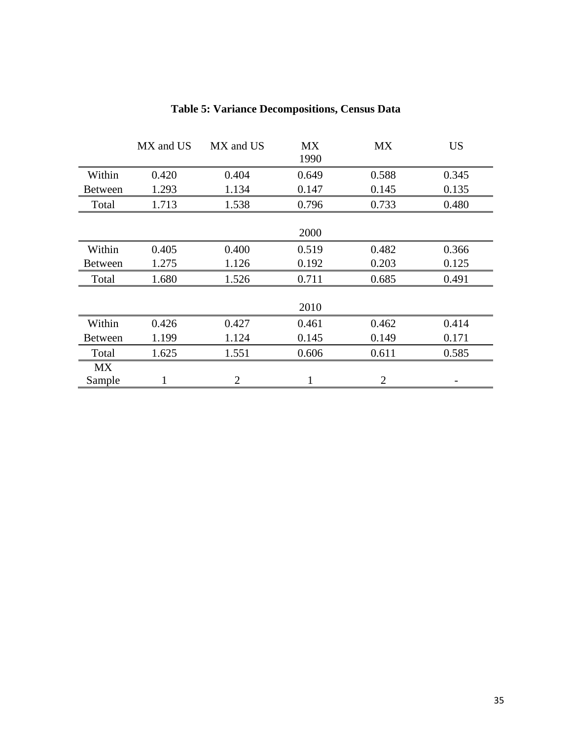# Table 5: Variance Decompositions, Census Data

|  | MX and US | MX and US | MX | MX | US |
|---|---|---|---|---|---|
|  |  |  | 1990 |  |  |
| Within | 0.420 | 0.404 | 0.649 | 0.588 | 0.345 |
| Between | 1.293 | 1.134 | 0.147 | 0.145 | 0.135 |
| Total | 1.713 | 1.538 | 0.796 | 0.733 | 0.480 |
|  |  |  | 2000 |  |  |
| Within | 0.405 | 0.400 | 0.519 | 0.482 | 0.366 |
| Between | 1.275 | 1.126 | 0.192 | 0.203 | 0.125 |
| Total | 1.680 | 1.526 | 0.711 | 0.685 | 0.491 |
|  |  |  | 2010 |  |  |
| Within | 0.426 | 0.427 | 0.461 | 0.462 | 0.414 |
| Between | 1.199 | 1.124 | 0.145 | 0.149 | 0.171 |
| Total | 1.625 | 1.551 | 0.606 | 0.611 | 0.585 |
| MX Sample | 1 | 2 | 1 | 2 | - |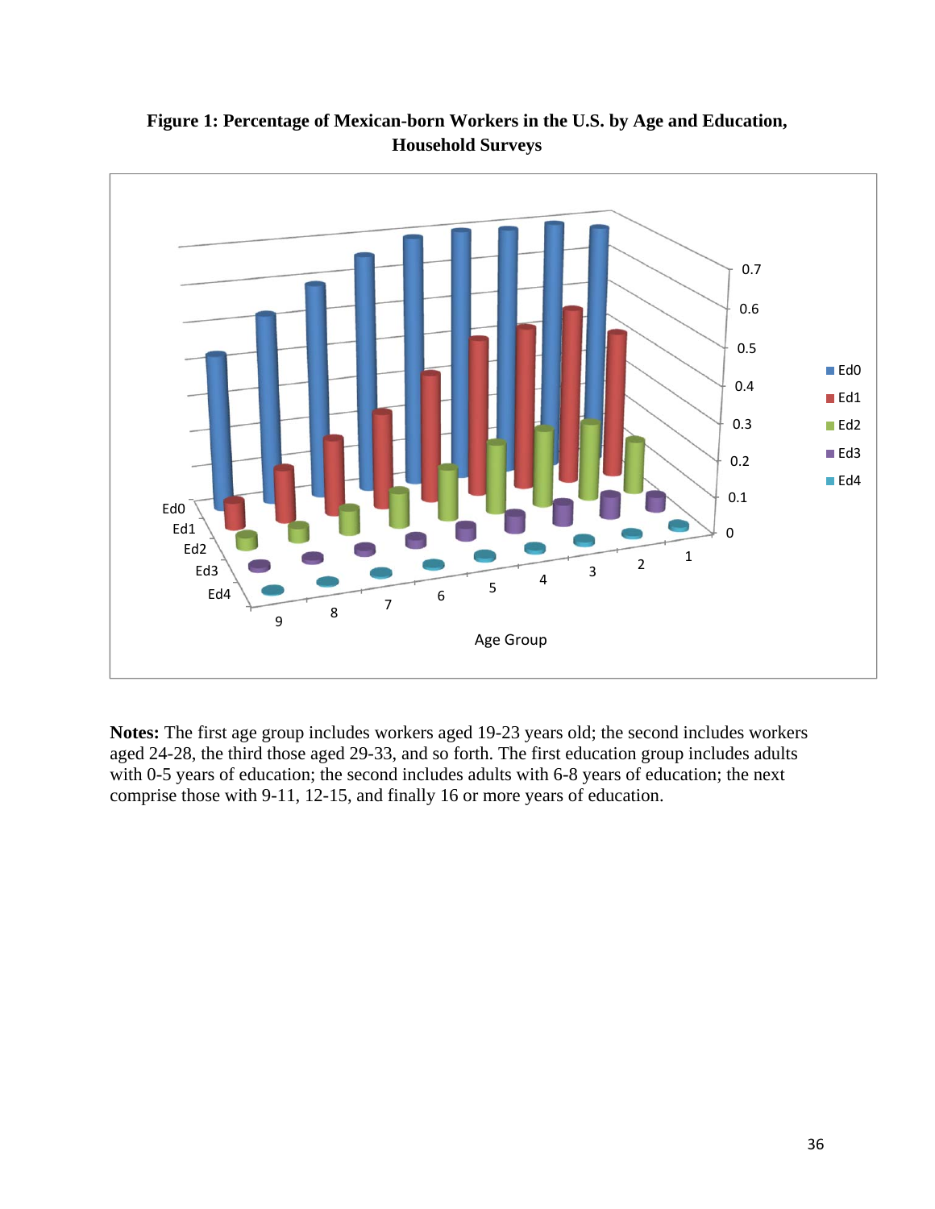**Figure 1: Percentage of Mexican-born Workers in the U.S. by Age and Education, Household Surveys**

**Notes:** The first age group includes workers aged 19-23 years old; the second includes workers aged 24-28, the third those aged 29-33, and so forth. The first education group includes adults with 0-5 years of education; the second includes adults with 6-8 years of education; the next comprise those with 9-11, 12-15, and finally 16 or more years of education.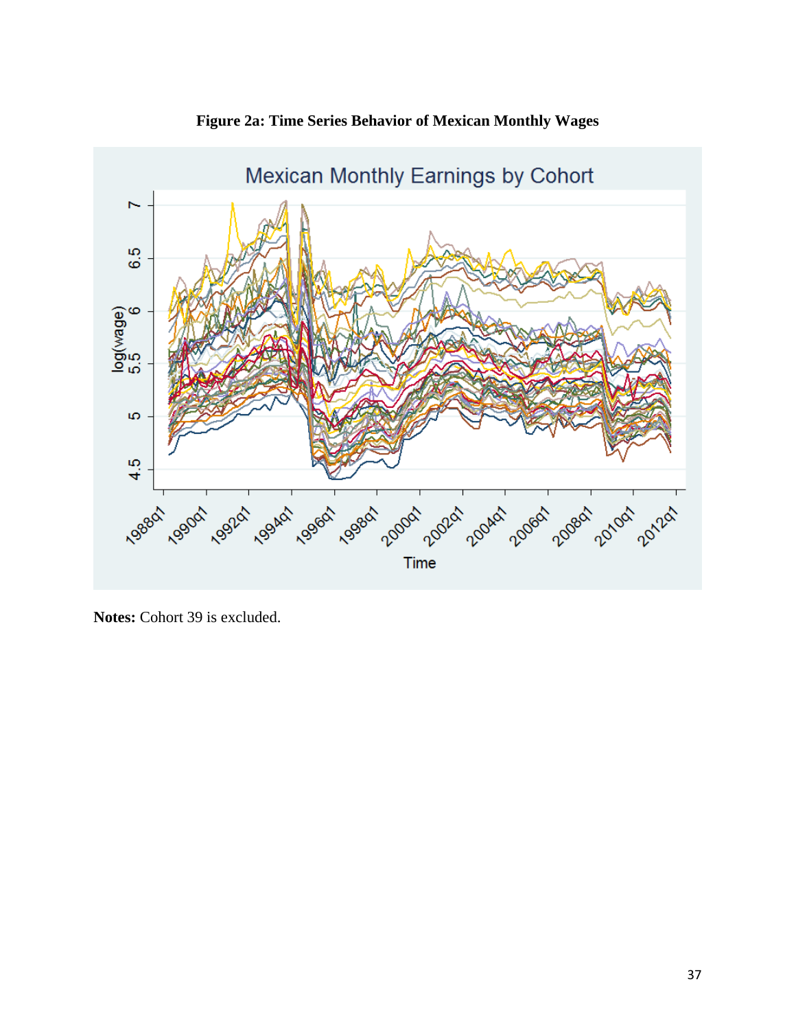**Figure 2a: Time Series Behavior of Mexican Monthly Wages**

**Notes:** Cohort 39 is excluded.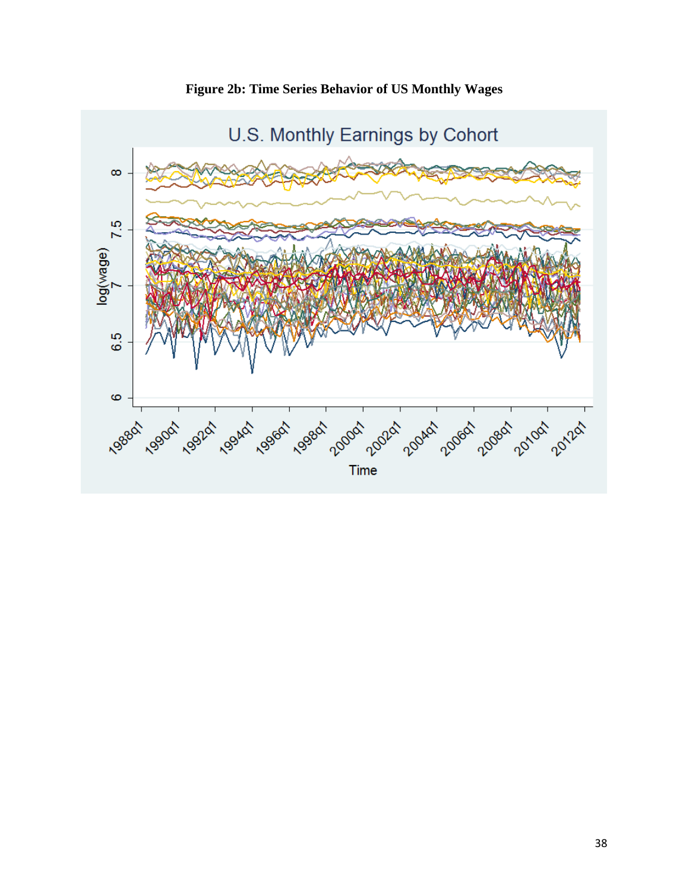**Figure 2b: Time Series Behavior of US Monthly Wages**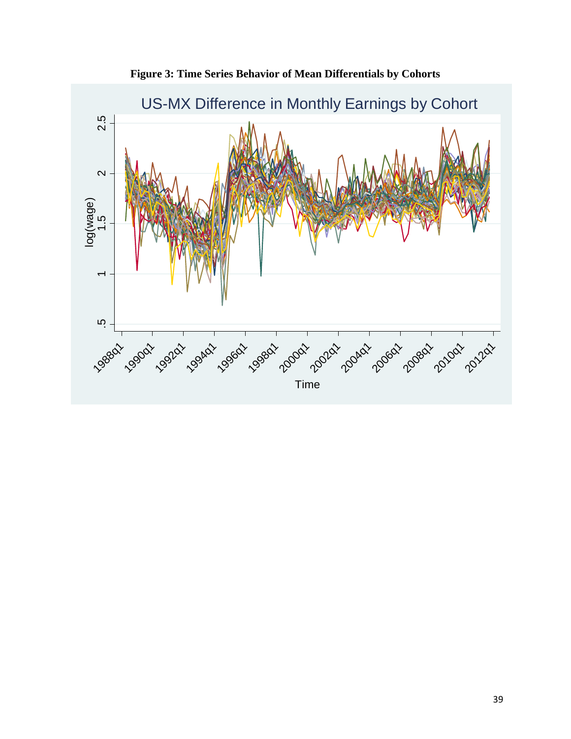**Figure 3: Time Series Behavior of Mean Differentials by Cohorts**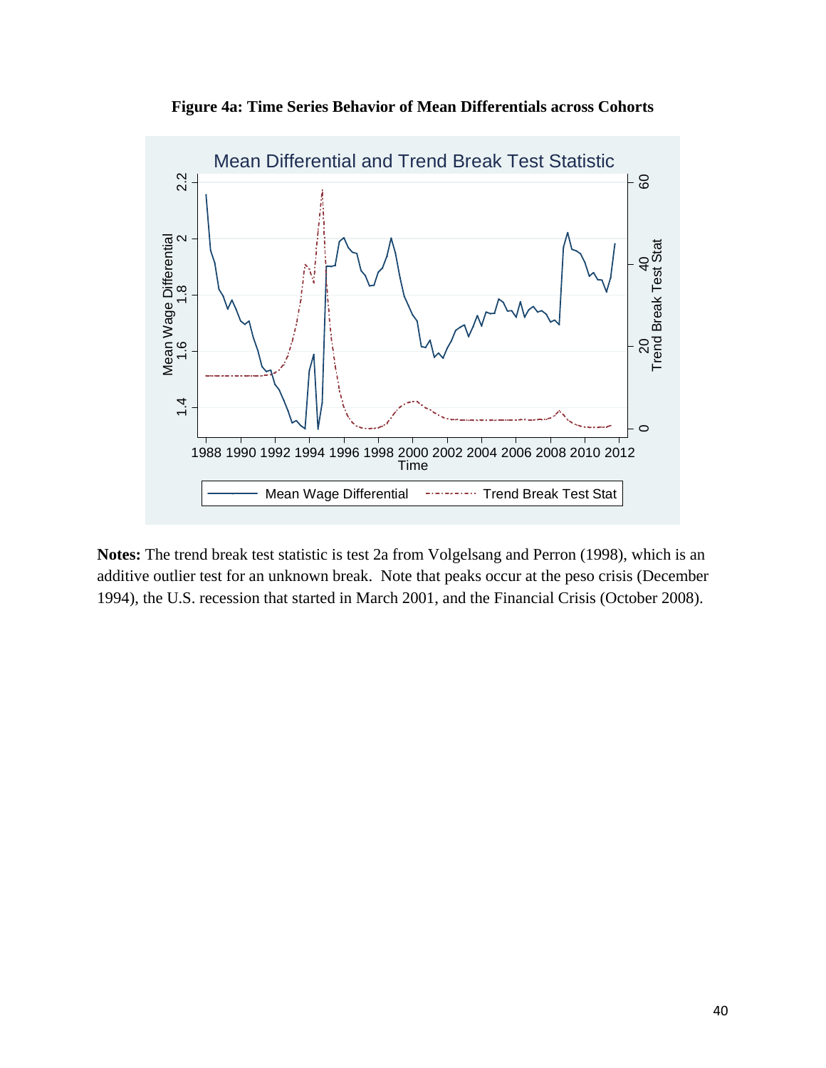**Figure 4a: Time Series Behavior of Mean Differentials across Cohorts**

**Notes:** The trend break test statistic is test 2a from Volgelsang and Perron (1998), which is an additive outlier test for an unknown break. Note that peaks occur at the peso crisis (December 1994), the U.S. recession that started in March 2001, and the Financial Crisis (October 2008).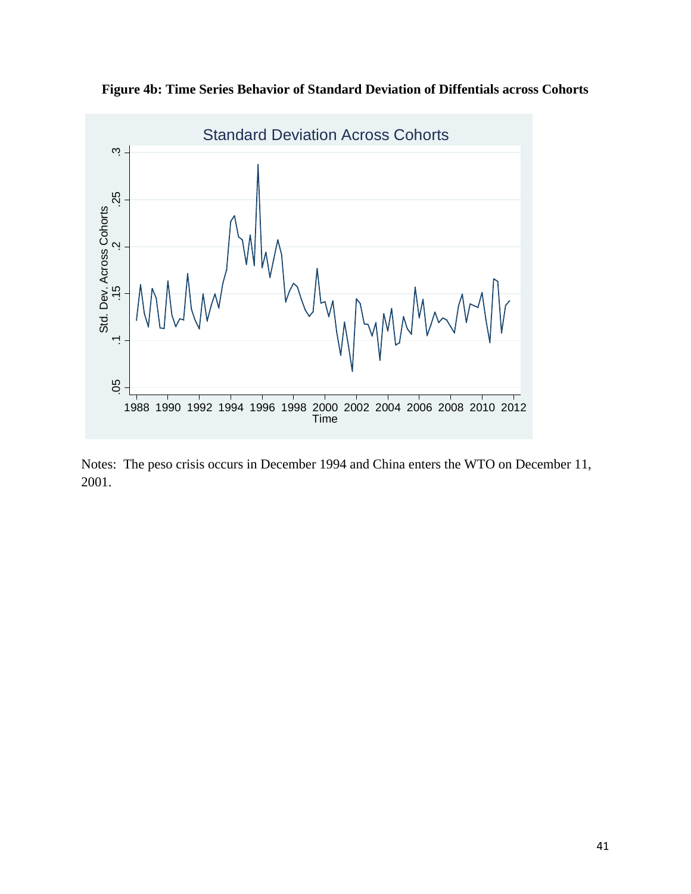**Figure 4b: Time Series Behavior of Standard Deviation of Diffentials across Cohorts**

Notes: The peso crisis occurs in December 1994 and China enters the WTO on December 11, 2001.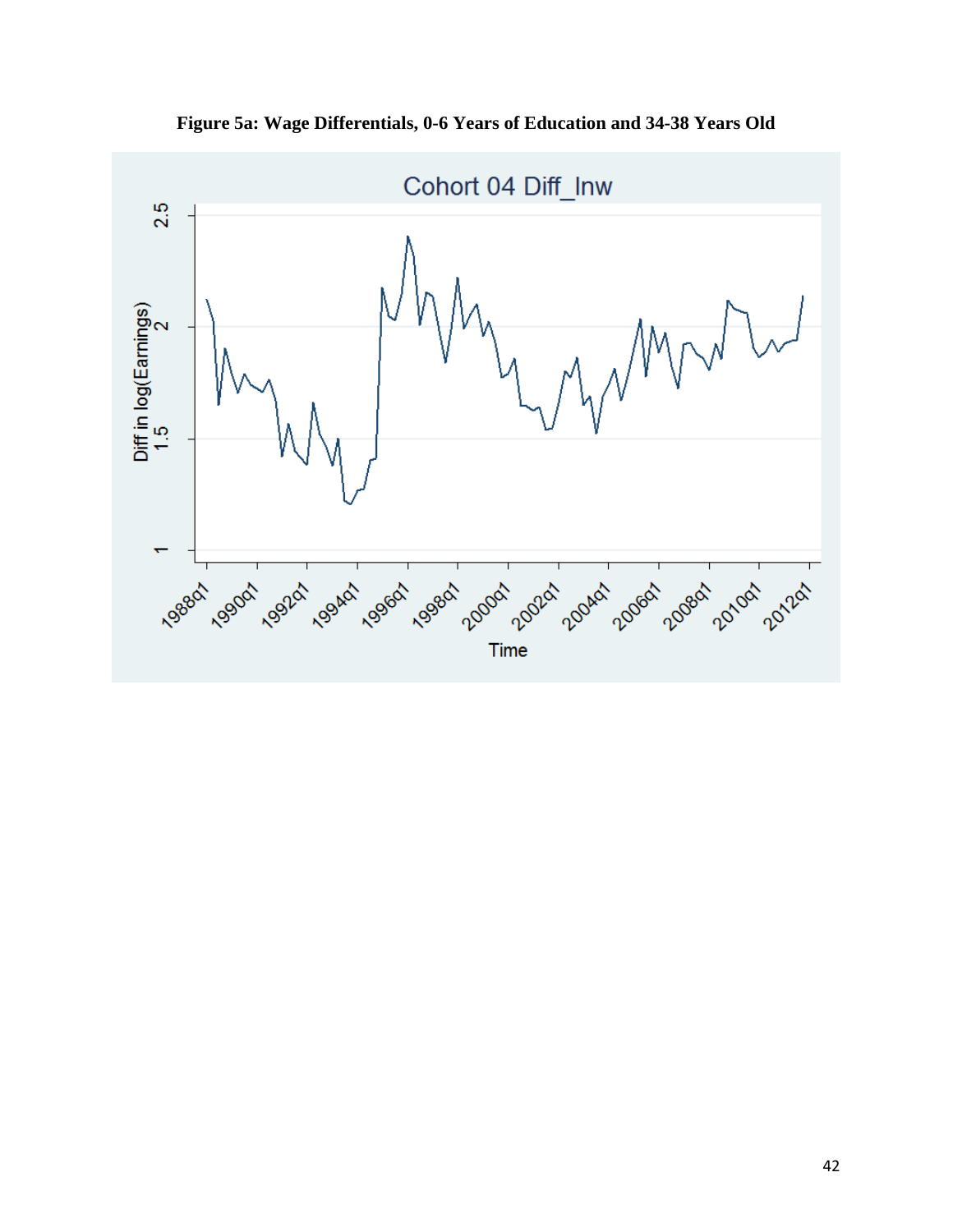**Figure 5a: Wage Differentials, 0-6 Years of Education and 34-38 Years Old**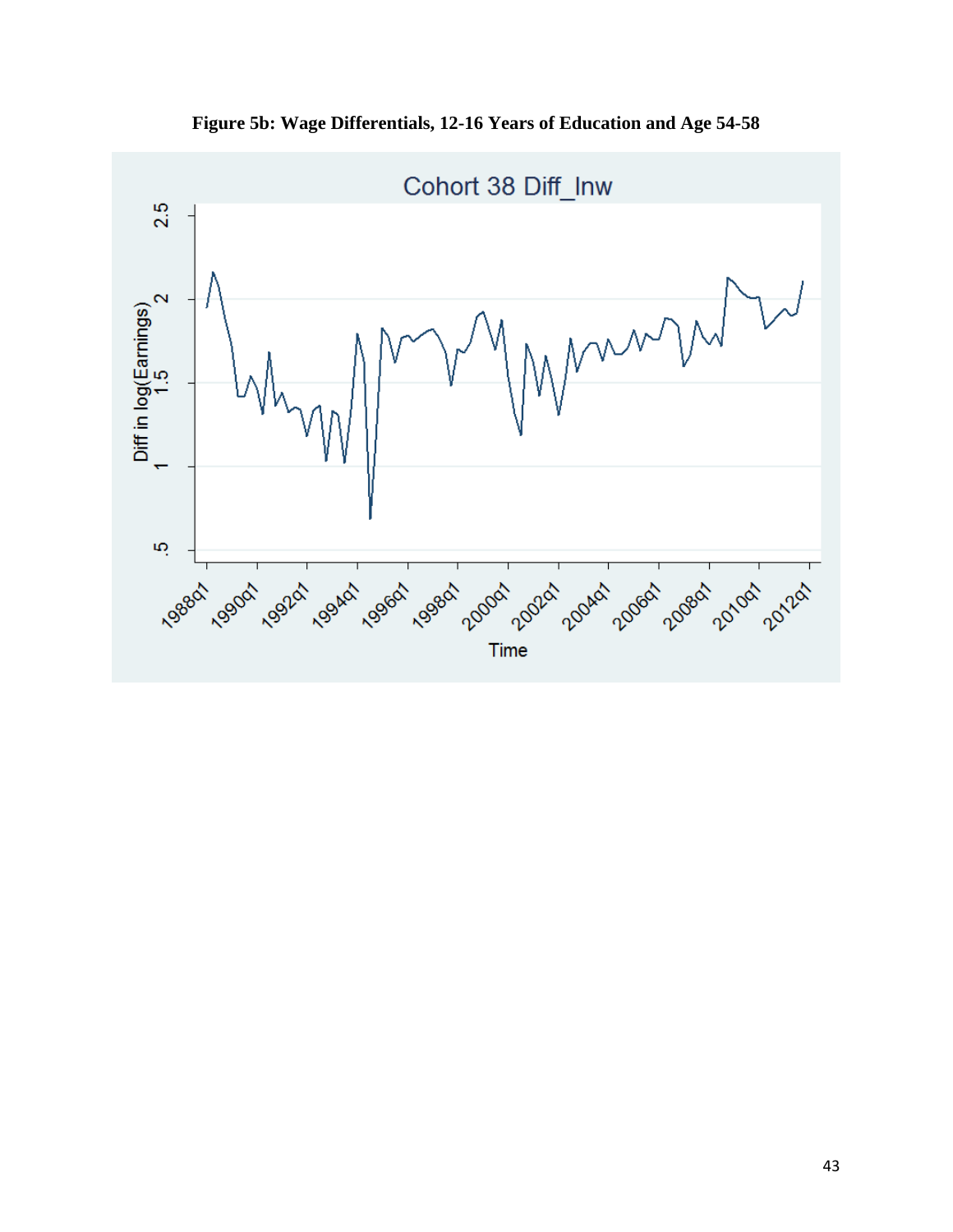**Figure 5b: Wage Differentials, 12-16 Years of Education and Age 54-58**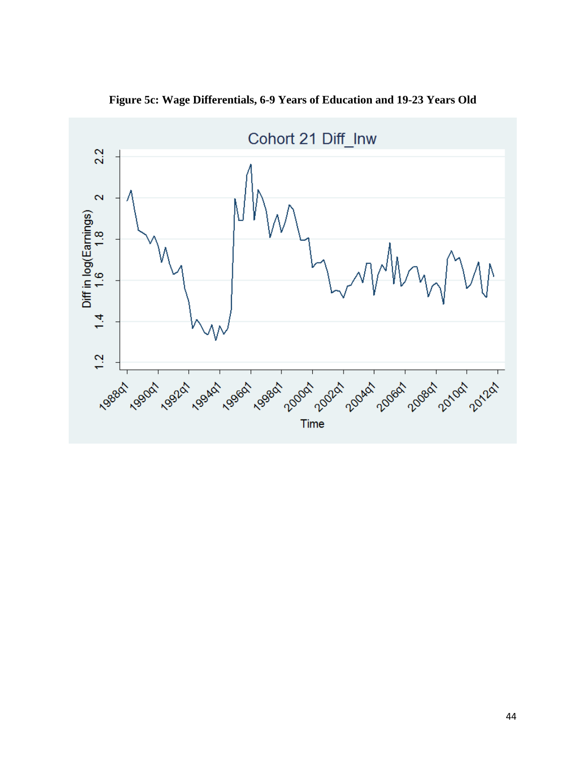**Figure 5c: Wage Differentials, 6-9 Years of Education and 19-23 Years Old**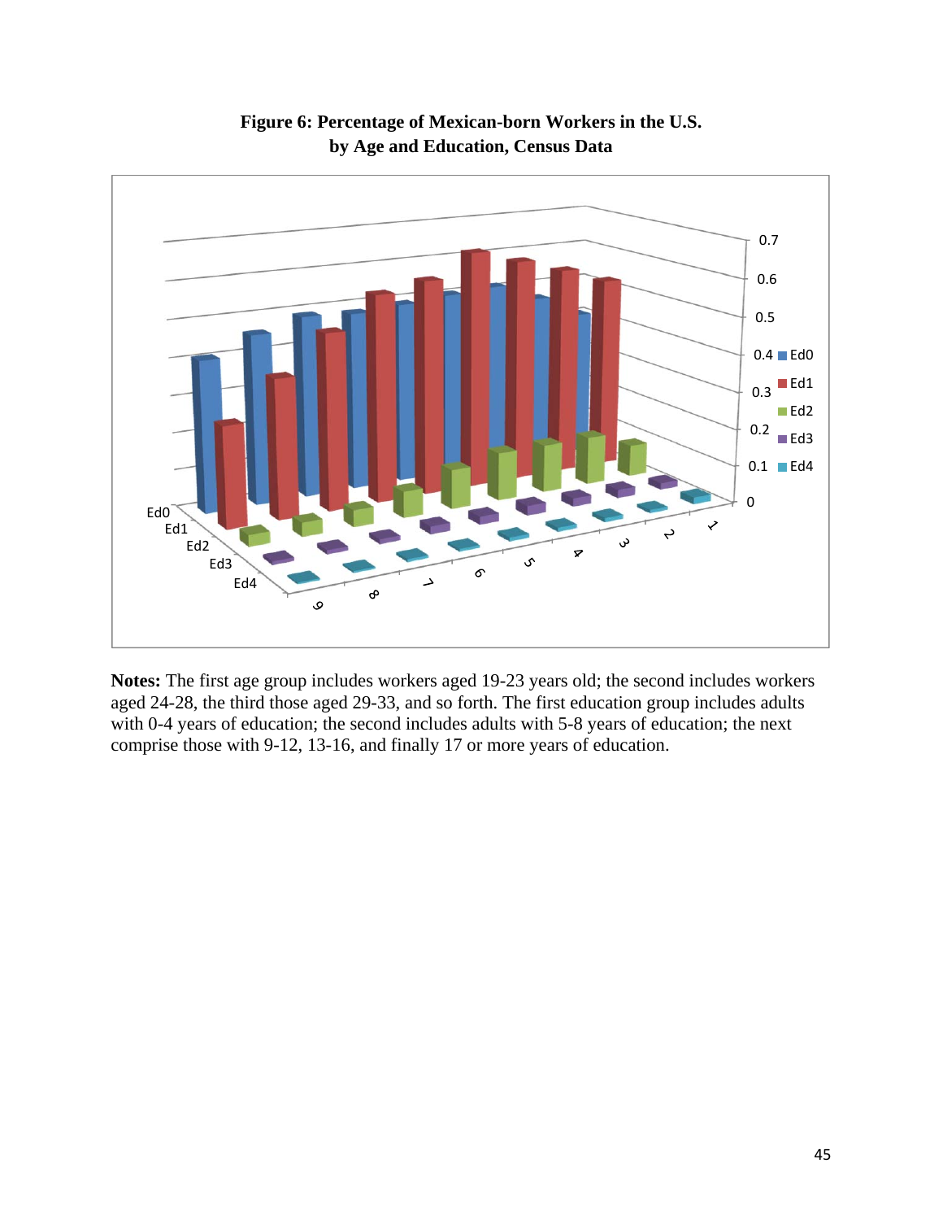**Figure 6: Percentage of Mexican-born Workers in the U.S. by Age and Education, Census Data**

**Notes:** The first age group includes workers aged 19-23 years old; the second includes workers aged 24-28, the third those aged 29-33, and so forth. The first education group includes adults with 0-4 years of education; the second includes adults with 5-8 years of education; the next comprise those with 9-12, 13-16, and finally 17 or more years of education.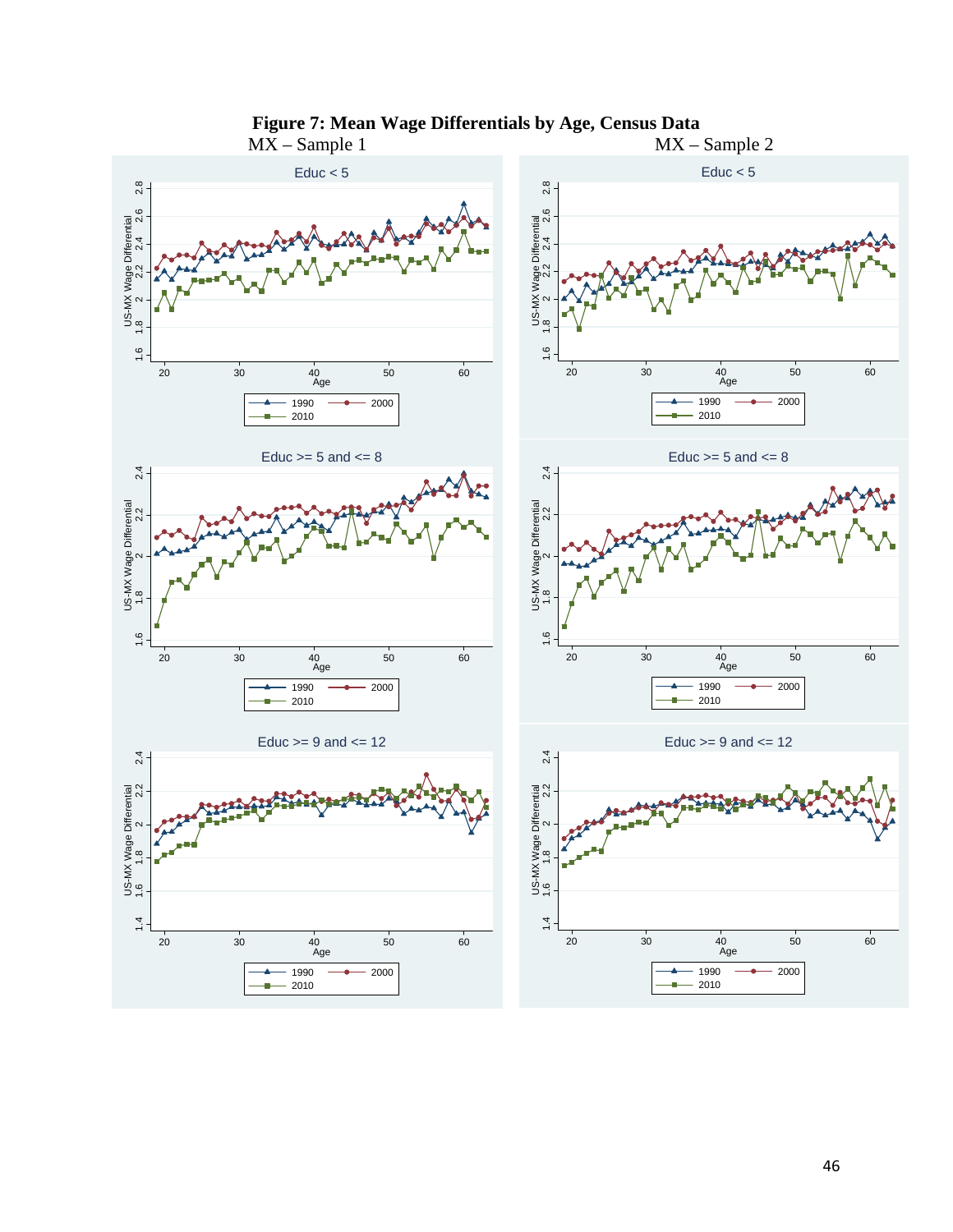**Figure 7: Mean Wage Differentials by Age, Census Data**

MX – Sample 1

MX – Sample 2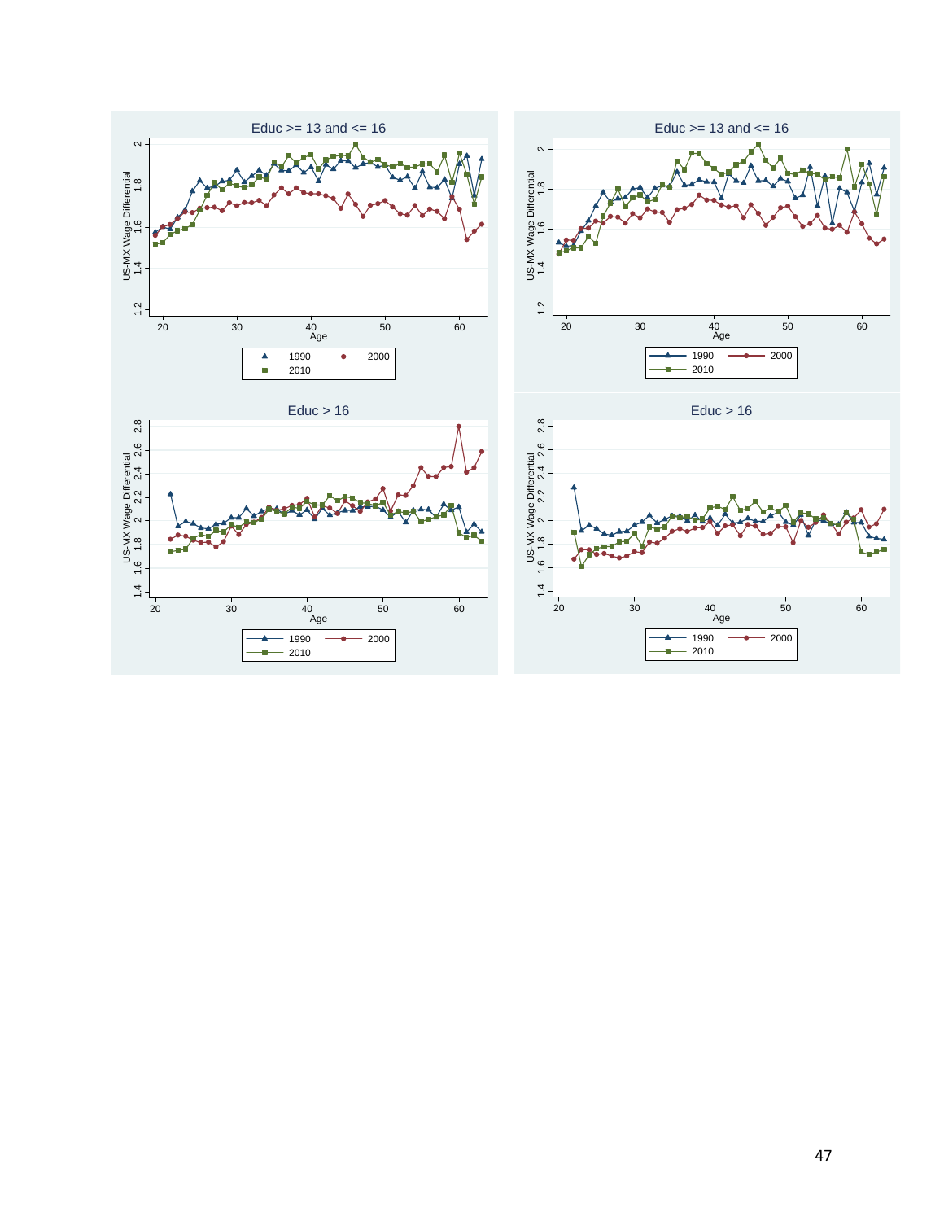Educ >= 13 and <= 16

US-MX Wage Differential

Age

1990 2000 2010

Educ >= 13 and <= 16

US-MX Wage Differential

Age

1990 2000 2010

Educ > 16

US-MX Wage Differential

Age

1990 2000 2010

Educ > 16

US-MX Wage Differential

Age

1990 2000 2010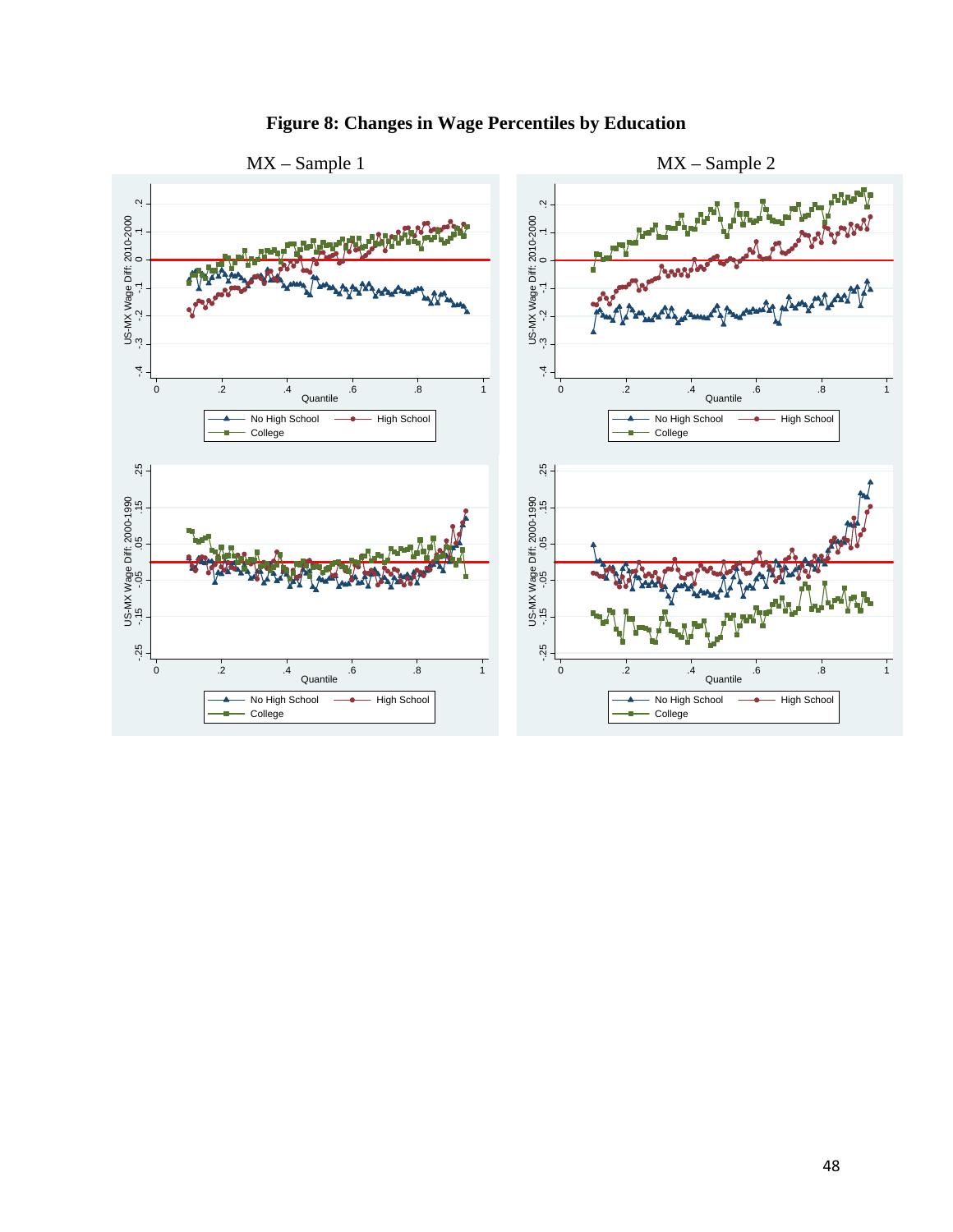# Figure 8: Changes in Wage Percentiles by Education

MX – Sample 1

MX – Sample 2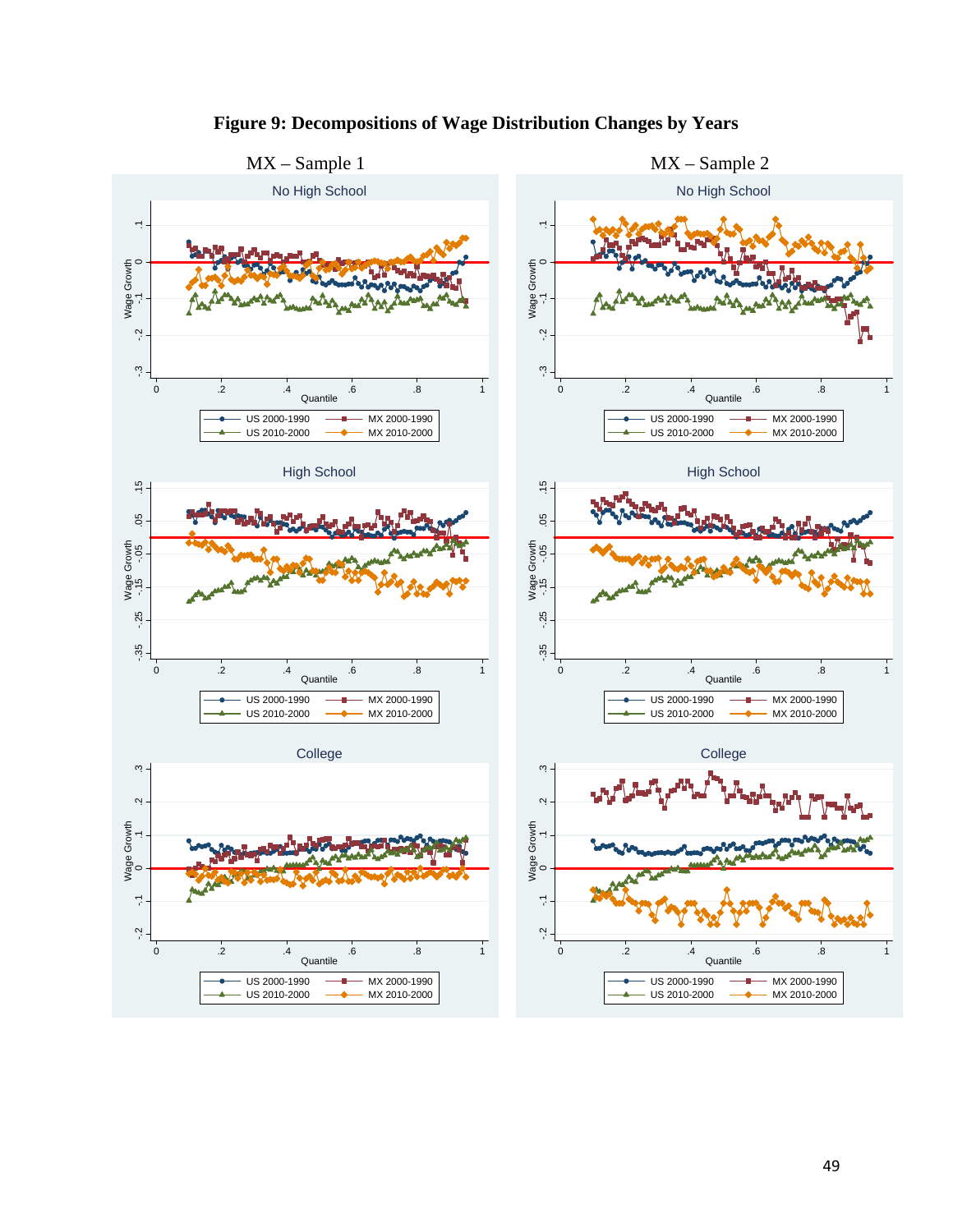**Figure 9: Decompositions of Wage Distribution Changes by Years**

MX – Sample 1

MX – Sample 2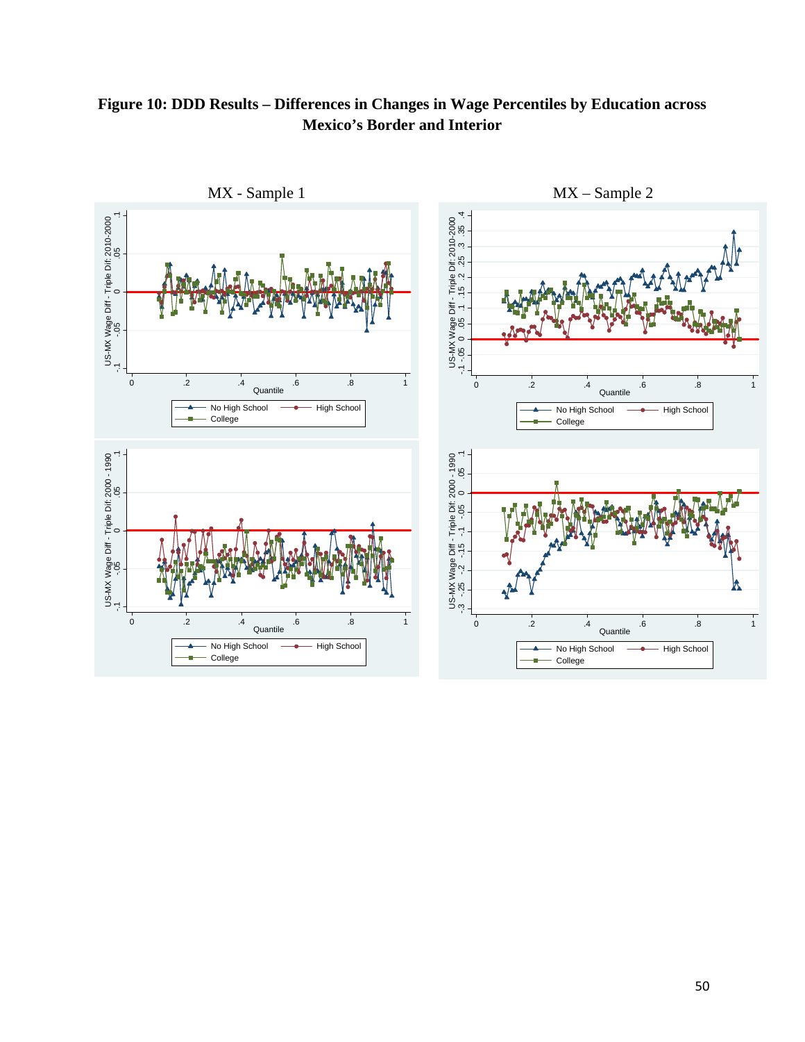**Figure 10: DDD Results – Differences in Changes in Wage Percentiles by Education across Mexico's Border and Interior**

MX - Sample 1

US-MX Wage Diff - Triple Dif: 2010-2000

-.1
-.05
0
.05
.1

Quantile

0
.2
.4
.6
.8
1

No High School
High School
College

MX – Sample 2

US-MX Wage Diff - Triple Dif: 2010-2000

-.1
-.05
0
.05
.1
.15
.2
.25
.3
.35
.4

Quantile

0
.2
.4
.6
.8
1

No High School
High School
College

US-MX Wage Diff - Triple Dif: 2000 - 1990

-.1
-.05
0
.05
.1

Quantile

0
.2
.4
.6
.8
1

No High School
High School
College

US-MX Wage Diff - Triple Dif: 2000 - 1990

-.3
-.25
-.2
-.15
-.1
-.05
0
.05
.1

Quantile

0
.2
.4
.6
.8
1

No High School
High School
College